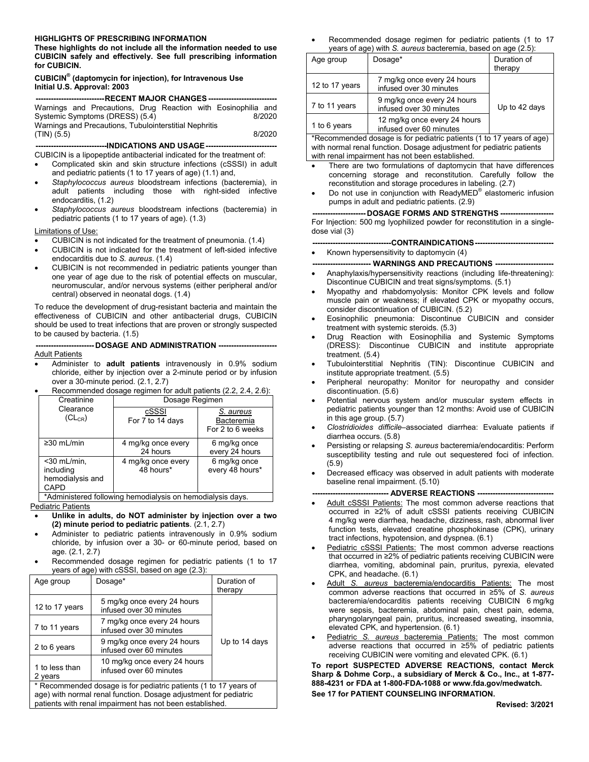**HIGHLIGHTS OF PRESCRIBING INFORMATION**

**These highlights do not include all the information needed to use CUBICIN safely and effectively. See full prescribing information for CUBICIN.**

**CUBICIN® (daptomycin for injection), for Intravenous Use**
**Initial U.S. Approval: 2003**

**RECENT MAJOR CHANGES**

Warnings and Precautions, Drug Reaction with Eosinophilia and Systemic Symptoms (DRESS) (5.4) 8/2020
Warnings and Precautions, Tubulointerstitial Nephritis (TIN) (5.5) 8/2020

**INDICATIONS AND USAGE**

CUBICIN is a lipopeptide antibacterial indicated for the treatment of:

- Complicated skin and skin structure infections (cSSSI) in adult and pediatric patients (1 to 17 years of age) (1.1) and,
- *Staphylococcus aureus* bloodstream infections (bacteremia), in adult patients including those with right-sided infective endocarditis, (1.2)
- *Staphylococcus aureus* bloodstream infections (bacteremia) in pediatric patients (1 to 17 years of age). (1.3)

Limitations of Use:

- CUBICIN is not indicated for the treatment of pneumonia. (1.4)
- CUBICIN is not indicated for the treatment of left-sided infective endocarditis due to *S. aureus*. (1.4)
- CUBICIN is not recommended in pediatric patients younger than one year of age due to the risk of potential effects on muscular, neuromuscular, and/or nervous systems (either peripheral and/or central) observed in neonatal dogs. (1.4)

To reduce the development of drug-resistant bacteria and maintain the effectiveness of CUBICIN and other antibacterial drugs, CUBICIN should be used to treat infections that are proven or strongly suspected to be caused by bacteria. (1.5)

**DOSAGE AND ADMINISTRATION**

Adult Patients

- Administer to **adult patients** intravenously in 0.9% sodium chloride, either by injection over a 2-minute period or by infusion over a 30-minute period. (2.1, 2.7)
- Recommended dosage regimen for adult patients (2.2, 2.4, 2.6):

| Creatinine Clearance ($CL_{CR}$) | Dosage Regimen | |
|---|---|---|
| | cSSSI For 7 to 14 days | *S. aureus* Bacteremia For 2 to 6 weeks |
| ≥30 mL/min | 4 mg/kg once every 24 hours | 6 mg/kg once every 24 hours |
| <30 mL/min, including hemodialysis and CAPD | 4 mg/kg once every 48 hours* | 6 mg/kg once every 48 hours* |

*Administered following hemodialysis on hemodialysis days.

Pediatric Patients

- **Unlike in adults, do NOT administer by injection over a two (2) minute period to pediatric patients**. (2.1, 2.7)
- Administer to pediatric patients intravenously in 0.9% sodium chloride, by infusion over a 30- or 60-minute period, based on age. (2.1, 2.7)
- Recommended dosage regimen for pediatric patients (1 to 17 years of age) with cSSSI, based on age (2.3):

| Age group | Dosage* | Duration of therapy |
|---|---|---|
| 12 to 17 years | 5 mg/kg once every 24 hours infused over 30 minutes | Up to 14 days |
| 7 to 11 years | 7 mg/kg once every 24 hours infused over 30 minutes | |
| 2 to 6 years | 9 mg/kg once every 24 hours infused over 60 minutes | |
| 1 to less than 2 years | 10 mg/kg once every 24 hours infused over 60 minutes | |

\* Recommended dosage is for pediatric patients (1 to 17 years of age) with normal renal function. Dosage adjustment for pediatric patients with renal impairment has not been established.

- Recommended dosage regimen for pediatric patients (1 to 17 years of age) with *S. aureus* bacteremia, based on age (2.5):

| Age group | Dosage* | Duration of therapy |
|---|---|---|
| 12 to 17 years | 7 mg/kg once every 24 hours infused over 30 minutes | Up to 42 days |
| 7 to 11 years | 9 mg/kg once every 24 hours infused over 30 minutes | |
| 1 to 6 years | 12 mg/kg once every 24 hours infused over 60 minutes | |

*Recommended dosage is for pediatric patients (1 to 17 years of age) with normal renal function. Dosage adjustment for pediatric patients with renal impairment has not been established.

- There are two formulations of daptomycin that have differences concerning storage and reconstitution. Carefully follow the reconstitution and storage procedures in labeling. (2.7)
- Do not use in conjunction with ReadyMED® elastomeric infusion pumps in adult and pediatric patients. (2.9)

**DOSAGE FORMS AND STRENGTHS**

For Injection: 500 mg lyophilized powder for reconstitution in a single-dose vial (3)

**CONTRAINDICATIONS**

- Known hypersensitivity to daptomycin (4)

**WARNINGS AND PRECAUTIONS**

- Anaphylaxis/hypersensitivity reactions (including life-threatening): Discontinue CUBICIN and treat signs/symptoms. (5.1)
- Myopathy and rhabdomyolysis: Monitor CPK levels and follow muscle pain or weakness; if elevated CPK or myopathy occurs, consider discontinuation of CUBICIN. (5.2)
- Eosinophilic pneumonia: Discontinue CUBICIN and consider treatment with systemic steroids. (5.3)
- Drug Reaction with Eosinophilia and Systemic Symptoms (DRESS): Discontinue CUBICIN and institute appropriate treatment. (5.4)
- Tubulointerstitial Nephritis (TIN): Discontinue CUBICIN and institute appropriate treatment. (5.5)
- Peripheral neuropathy: Monitor for neuropathy and consider discontinuation. (5.6)
- Potential nervous system and/or muscular system effects in pediatric patients younger than 12 months: Avoid use of CUBICIN in this age group. (5.7)
- *Clostridioides difficile*–associated diarrhea: Evaluate patients if diarrhea occurs. (5.8)
- Persisting or relapsing *S. aureus* bacteremia/endocarditis: Perform susceptibility testing and rule out sequestered foci of infection. (5.9)
- Decreased efficacy was observed in adult patients with moderate baseline renal impairment. (5.10)

**ADVERSE REACTIONS**

- Adult cSSSI Patients: The most common adverse reactions that occurred in ≥2% of adult cSSSI patients receiving CUBICIN 4 mg/kg were diarrhea, headache, dizziness, rash, abnormal liver function tests, elevated creatine phosphokinase (CPK), urinary tract infections, hypotension, and dyspnea. (6.1)
- Pediatric cSSSI Patients: The most common adverse reactions that occurred in ≥2% of pediatric patients receiving CUBICIN were diarrhea, vomiting, abdominal pain, pruritus, pyrexia, elevated CPK, and headache. (6.1)
- Adult *S. aureus* bacteremia/endocarditis Patients: The most common adverse reactions that occurred in ≥5% of *S. aureus* bacteremia/endocarditis patients receiving CUBICIN 6 mg/kg were sepsis, bacteremia, abdominal pain, chest pain, edema, pharyngolaryngeal pain, pruritus, increased sweating, insomnia, elevated CPK, and hypertension. (6.1)
- Pediatric *S. aureus* bacteremia Patients: The most common adverse reactions that occurred in ≥5% of pediatric patients receiving CUBICIN were vomiting and elevated CPK. (6.1)

**To report SUSPECTED ADVERSE REACTIONS, contact Merck Sharp & Dohme Corp., a subsidiary of Merck & Co., Inc., at 1-877-888-4231 or FDA at 1-800-FDA-1088 or www.fda.gov/medwatch.**

**See 17 for PATIENT COUNSELING INFORMATION.**

**Revised: 3/2021**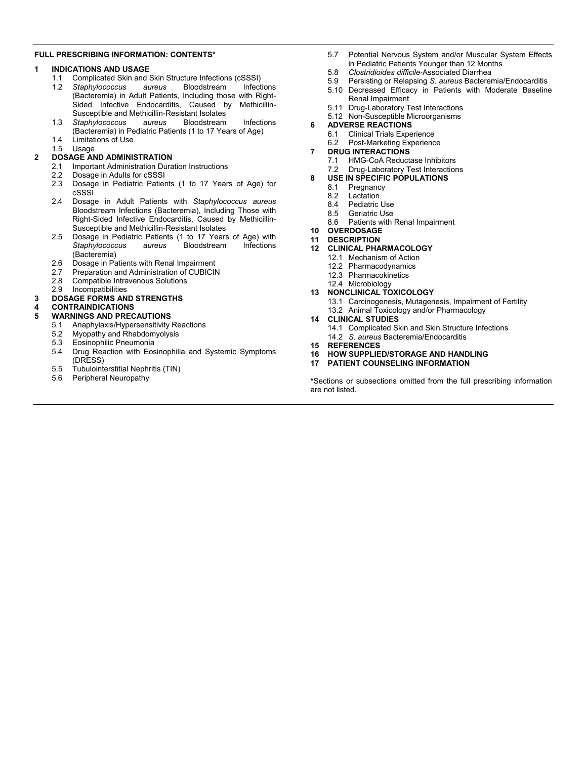**FULL PRESCRIBING INFORMATION: CONTENTS***

**1 INDICATIONS AND USAGE**
- 1.1 Complicated Skin and Skin Structure Infections (cSSSI)
- 1.2 *Staphylococcus aureus* Bloodstream Infections (Bacteremia) in Adult Patients, Including those with Right-Sided Infective Endocarditis, Caused by Methicillin-Susceptible and Methicillin-Resistant Isolates
- 1.3 *Staphylococcus aureus* Bloodstream Infections (Bacteremia) in Pediatric Patients (1 to 17 Years of Age)
- 1.4 Limitations of Use
- 1.5 Usage

**2 DOSAGE AND ADMINISTRATION**
- 2.1 Important Administration Duration Instructions
- 2.2 Dosage in Adults for cSSSI
- 2.3 Dosage in Pediatric Patients (1 to 17 Years of Age) for cSSSI
- 2.4 Dosage in Adult Patients with *Staphylococcus aureus* Bloodstream Infections (Bacteremia), Including Those with Right-Sided Infective Endocarditis, Caused by Methicillin-Susceptible and Methicillin-Resistant Isolates
- 2.5 Dosage in Pediatric Patients (1 to 17 Years of Age) with *Staphylococcus aureus* Bloodstream Infections (Bacteremia)
- 2.6 Dosage in Patients with Renal Impairment
- 2.7 Preparation and Administration of CUBICIN
- 2.8 Compatible Intravenous Solutions
- 2.9 Incompatibilities

**3 DOSAGE FORMS AND STRENGTHS**

**4 CONTRAINDICATIONS**

**5 WARNINGS AND PRECAUTIONS**
- 5.1 Anaphylaxis/Hypersensitivity Reactions
- 5.2 Myopathy and Rhabdomyolysis
- 5.3 Eosinophilic Pneumonia
- 5.4 Drug Reaction with Eosinophilia and Systemic Symptoms (DRESS)
- 5.5 Tubulointerstitial Nephritis (TIN)
- 5.6 Peripheral Neuropathy
- 5.7 Potential Nervous System and/or Muscular System Effects in Pediatric Patients Younger than 12 Months
- 5.8 *Clostridioides difficile*-Associated Diarrhea
- 5.9 Persisting or Relapsing *S. aureus* Bacteremia/Endocarditis
- 5.10 Decreased Efficacy in Patients with Moderate Baseline Renal Impairment
- 5.11 Drug-Laboratory Test Interactions
- 5.12 Non-Susceptible Microorganisms

**6 ADVERSE REACTIONS**
- 6.1 Clinical Trials Experience
- 6.2 Post-Marketing Experience

**7 DRUG INTERACTIONS**
- 7.1 HMG-CoA Reductase Inhibitors
- 7.2 Drug-Laboratory Test Interactions

**8 USE IN SPECIFIC POPULATIONS**
- 8.1 Pregnancy
- 8.2 Lactation
- 8.4 Pediatric Use
- 8.5 Geriatric Use
- 8.6 Patients with Renal Impairment

**10 OVERDOSAGE**

**11 DESCRIPTION**

**12 CLINICAL PHARMACOLOGY**
- 12.1 Mechanism of Action
- 12.2 Pharmacodynamics
- 12.3 Pharmacokinetics
- 12.4 Microbiology

**13 NONCLINICAL TOXICOLOGY**
- 13.1 Carcinogenesis, Mutagenesis, Impairment of Fertility
- 13.2 Animal Toxicology and/or Pharmacology

**14 CLINICAL STUDIES**
- 14.1 Complicated Skin and Skin Structure Infections
- 14.2 *S. aureus* Bacteremia/Endocarditis

**15 REFERENCES**

**16 HOW SUPPLIED/STORAGE AND HANDLING**

**17 PATIENT COUNSELING INFORMATION**

**\***Sections or subsections omitted from the full prescribing information are not listed.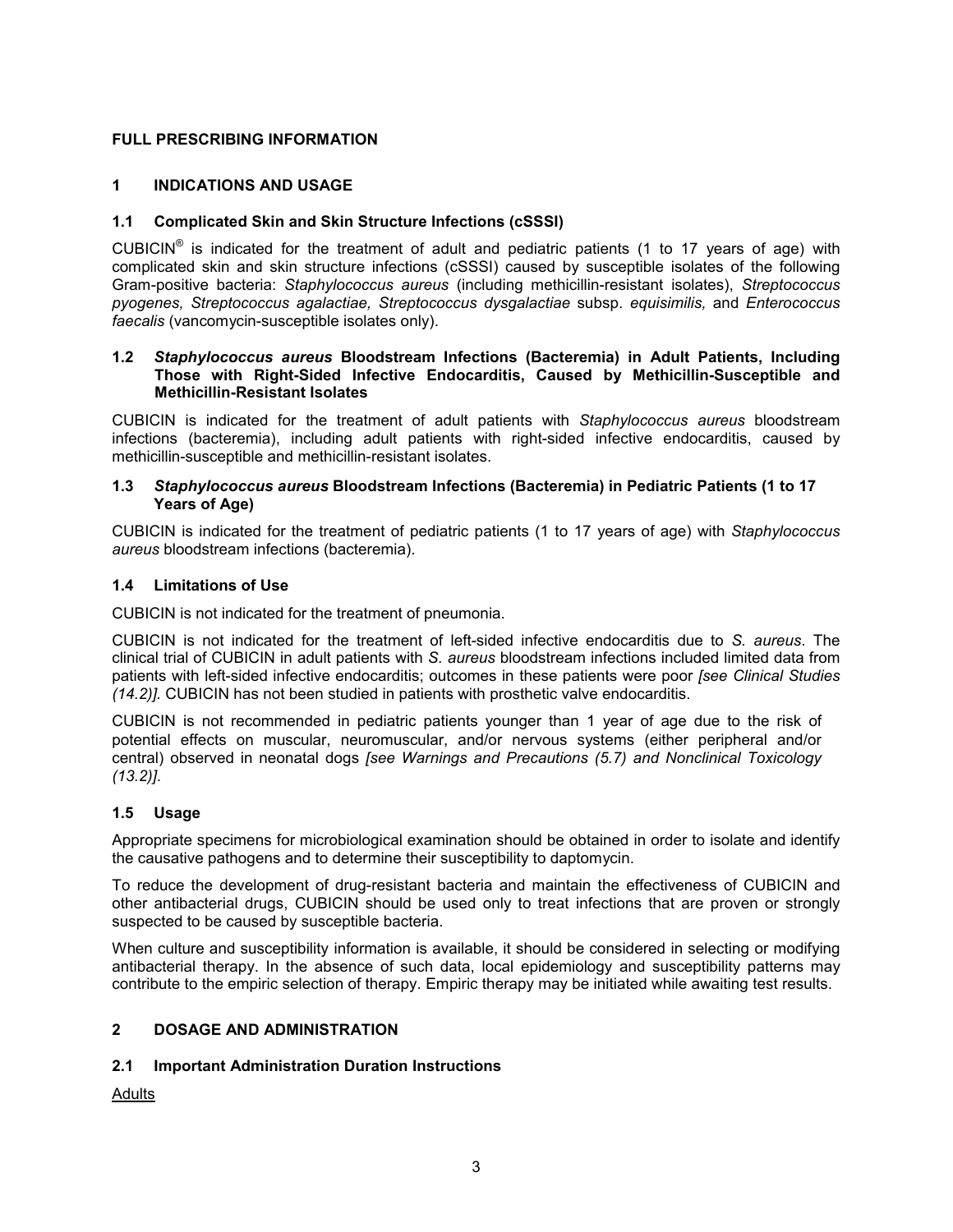# FULL PRESCRIBING INFORMATION

## 1 INDICATIONS AND USAGE

### 1.1 Complicated Skin and Skin Structure Infections (cSSSI)

CUBICIN® is indicated for the treatment of adult and pediatric patients (1 to 17 years of age) with complicated skin and skin structure infections (cSSSI) caused by susceptible isolates of the following Gram-positive bacteria: *Staphylococcus aureus* (including methicillin-resistant isolates), *Streptococcus pyogenes, Streptococcus agalactiae, Streptococcus dysgalactiae* subsp. *equisimilis,* and *Enterococcus faecalis* (vancomycin-susceptible isolates only).

### 1.2 *Staphylococcus aureus* Bloodstream Infections (Bacteremia) in Adult Patients, Including Those with Right-Sided Infective Endocarditis, Caused by Methicillin-Susceptible and Methicillin-Resistant Isolates

CUBICIN is indicated for the treatment of adult patients with *Staphylococcus aureus* bloodstream infections (bacteremia), including adult patients with right-sided infective endocarditis, caused by methicillin-susceptible and methicillin-resistant isolates.

### 1.3 *Staphylococcus aureus* Bloodstream Infections (Bacteremia) in Pediatric Patients (1 to 17 Years of Age)

CUBICIN is indicated for the treatment of pediatric patients (1 to 17 years of age) with *Staphylococcus aureus* bloodstream infections (bacteremia).

### 1.4 Limitations of Use

CUBICIN is not indicated for the treatment of pneumonia.

CUBICIN is not indicated for the treatment of left-sided infective endocarditis due to *S. aureus*. The clinical trial of CUBICIN in adult patients with *S. aureus* bloodstream infections included limited data from patients with left-sided infective endocarditis; outcomes in these patients were poor *[see Clinical Studies (14.2)]*. CUBICIN has not been studied in patients with prosthetic valve endocarditis.

CUBICIN is not recommended in pediatric patients younger than 1 year of age due to the risk of potential effects on muscular, neuromuscular, and/or nervous systems (either peripheral and/or central) observed in neonatal dogs *[see Warnings and Precautions (5.7) and Nonclinical Toxicology (13.2)]*.

### 1.5 Usage

Appropriate specimens for microbiological examination should be obtained in order to isolate and identify the causative pathogens and to determine their susceptibility to daptomycin.

To reduce the development of drug-resistant bacteria and maintain the effectiveness of CUBICIN and other antibacterial drugs, CUBICIN should be used only to treat infections that are proven or strongly suspected to be caused by susceptible bacteria.

When culture and susceptibility information is available, it should be considered in selecting or modifying antibacterial therapy. In the absence of such data, local epidemiology and susceptibility patterns may contribute to the empiric selection of therapy. Empiric therapy may be initiated while awaiting test results.

## 2 DOSAGE AND ADMINISTRATION

### 2.1 Important Administration Duration Instructions

<u>Adults</u>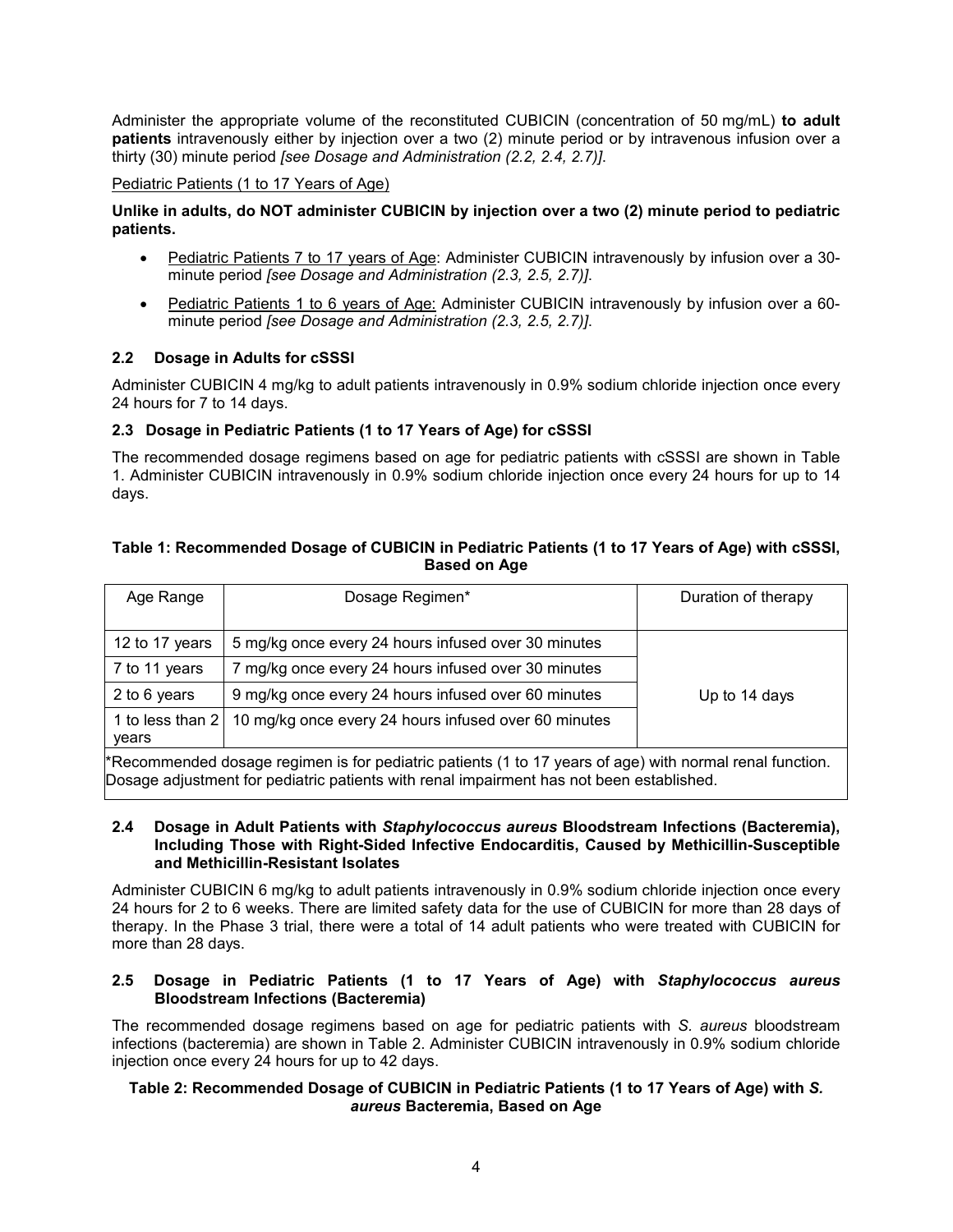Administer the appropriate volume of the reconstituted CUBICIN (concentration of 50 mg/mL) **to adult patients** intravenously either by injection over a two (2) minute period or by intravenous infusion over a thirty (30) minute period *[see Dosage and Administration (2.2, 2.4, 2.7)]*.

Pediatric Patients (1 to 17 Years of Age)

**Unlike in adults, do NOT administer CUBICIN by injection over a two (2) minute period to pediatric patients.**

- Pediatric Patients 7 to 17 years of Age: Administer CUBICIN intravenously by infusion over a 30-minute period *[see Dosage and Administration (2.3, 2.5, 2.7)]*.
- Pediatric Patients 1 to 6 years of Age: Administer CUBICIN intravenously by infusion over a 60-minute period *[see Dosage and Administration (2.3, 2.5, 2.7)]*.

### 2.2 Dosage in Adults for cSSSI

Administer CUBICIN 4 mg/kg to adult patients intravenously in 0.9% sodium chloride injection once every 24 hours for 7 to 14 days.

### 2.3 Dosage in Pediatric Patients (1 to 17 Years of Age) for cSSSI

The recommended dosage regimens based on age for pediatric patients with cSSSI are shown in Table 1. Administer CUBICIN intravenously in 0.9% sodium chloride injection once every 24 hours for up to 14 days.

**Table 1: Recommended Dosage of CUBICIN in Pediatric Patients (1 to 17 Years of Age) with cSSSI, Based on Age**

| Age Range | Dosage Regimen* | Duration of therapy |
|---|---|---|
| 12 to 17 years | 5 mg/kg once every 24 hours infused over 30 minutes | Up to 14 days |
| 7 to 11 years | 7 mg/kg once every 24 hours infused over 30 minutes | |
| 2 to 6 years | 9 mg/kg once every 24 hours infused over 60 minutes | |
| 1 to less than 2 years | 10 mg/kg once every 24 hours infused over 60 minutes | |

*Recommended dosage regimen is for pediatric patients (1 to 17 years of age) with normal renal function. Dosage adjustment for pediatric patients with renal impairment has not been established.

### 2.4 Dosage in Adult Patients with *Staphylococcus aureus* Bloodstream Infections (Bacteremia), Including Those with Right-Sided Infective Endocarditis, Caused by Methicillin-Susceptible and Methicillin-Resistant Isolates

Administer CUBICIN 6 mg/kg to adult patients intravenously in 0.9% sodium chloride injection once every 24 hours for 2 to 6 weeks. There are limited safety data for the use of CUBICIN for more than 28 days of therapy. In the Phase 3 trial, there were a total of 14 adult patients who were treated with CUBICIN for more than 28 days.

### 2.5 Dosage in Pediatric Patients (1 to 17 Years of Age) with *Staphylococcus aureus* Bloodstream Infections (Bacteremia)

The recommended dosage regimens based on age for pediatric patients with *S. aureus* bloodstream infections (bacteremia) are shown in Table 2. Administer CUBICIN intravenously in 0.9% sodium chloride injection once every 24 hours for up to 42 days.

**Table 2: Recommended Dosage of CUBICIN in Pediatric Patients (1 to 17 Years of Age) with *S. aureus* Bacteremia, Based on Age**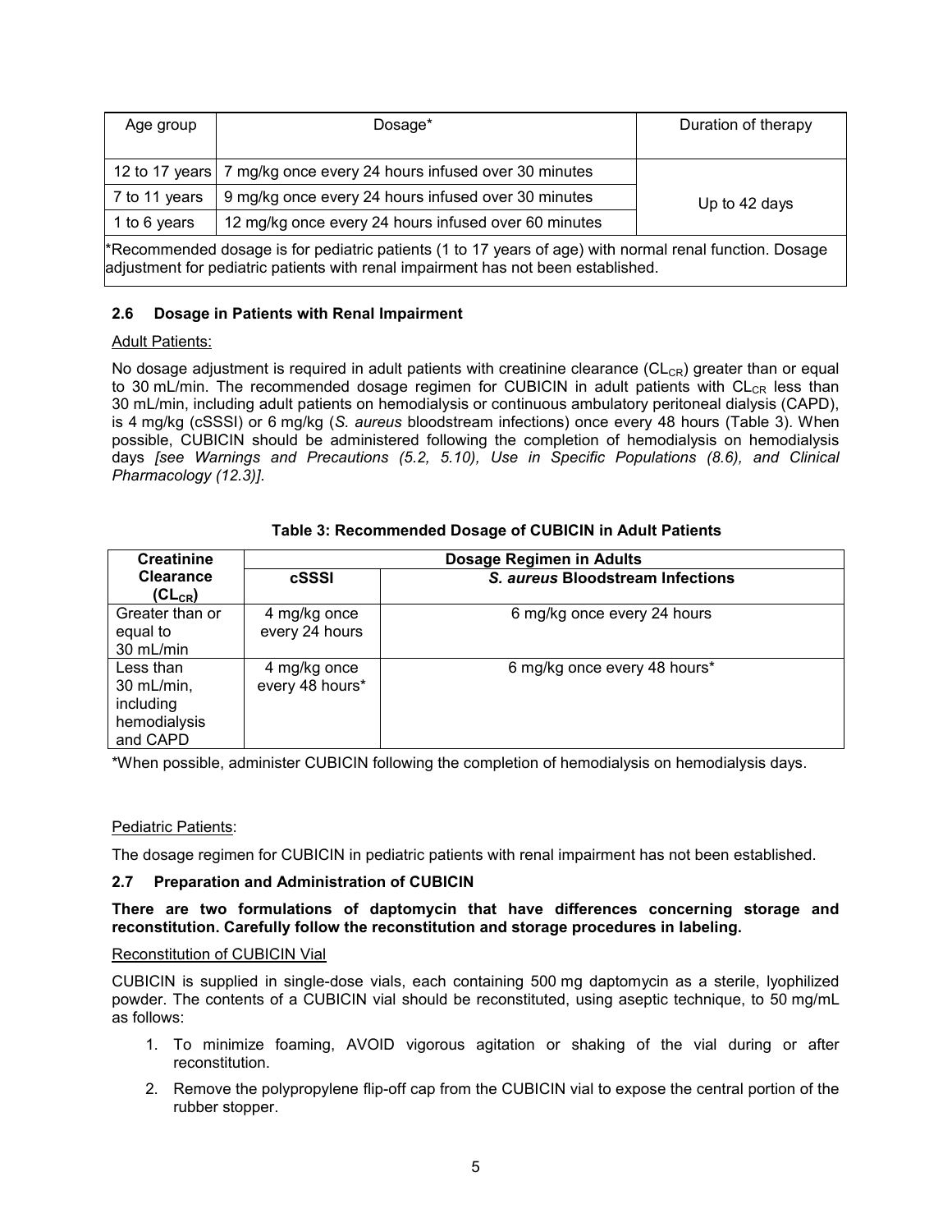| Age group | Dosage* | Duration of therapy |
|---|---|---|
| 12 to 17 years | 7 mg/kg once every 24 hours infused over 30 minutes | Up to 42 days |
| 7 to 11 years | 9 mg/kg once every 24 hours infused over 30 minutes | |
| 1 to 6 years | 12 mg/kg once every 24 hours infused over 60 minutes | |

*Recommended dosage is for pediatric patients (1 to 17 years of age) with normal renal function. Dosage adjustment for pediatric patients with renal impairment has not been established.

### 2.6 Dosage in Patients with Renal Impairment

Adult Patients:

No dosage adjustment is required in adult patients with creatinine clearance ($CL_{CR}$) greater than or equal to 30 mL/min. The recommended dosage regimen for CUBICIN in adult patients with $CL_{CR}$ less than 30 mL/min, including adult patients on hemodialysis or continuous ambulatory peritoneal dialysis (CAPD), is 4 mg/kg (cSSSI) or 6 mg/kg (*S. aureus* bloodstream infections) once every 48 hours (Table 3). When possible, CUBICIN should be administered following the completion of hemodialysis on hemodialysis days *[see Warnings and Precautions (5.2, 5.10), Use in Specific Populations (8.6), and Clinical Pharmacology (12.3)]*.

**Table 3: Recommended Dosage of CUBICIN in Adult Patients**

| **Creatinine Clearance ($CL_{CR}$)** | **Dosage Regimen in Adults** | |
|---|---|---|
| | **cSSSI** | ***S. aureus* Bloodstream Infections** |
| Greater than or equal to 30 mL/min | 4 mg/kg once every 24 hours | 6 mg/kg once every 24 hours |
| Less than 30 mL/min, including hemodialysis and CAPD | 4 mg/kg once every 48 hours* | 6 mg/kg once every 48 hours* |

*When possible, administer CUBICIN following the completion of hemodialysis on hemodialysis days.

Pediatric Patients:

The dosage regimen for CUBICIN in pediatric patients with renal impairment has not been established.

### 2.7 Preparation and Administration of CUBICIN

**There are two formulations of daptomycin that have differences concerning storage and reconstitution. Carefully follow the reconstitution and storage procedures in labeling.**

Reconstitution of CUBICIN Vial

CUBICIN is supplied in single-dose vials, each containing 500 mg daptomycin as a sterile, lyophilized powder. The contents of a CUBICIN vial should be reconstituted, using aseptic technique, to 50 mg/mL as follows:

1. To minimize foaming, AVOID vigorous agitation or shaking of the vial during or after reconstitution.
2. Remove the polypropylene flip-off cap from the CUBICIN vial to expose the central portion of the rubber stopper.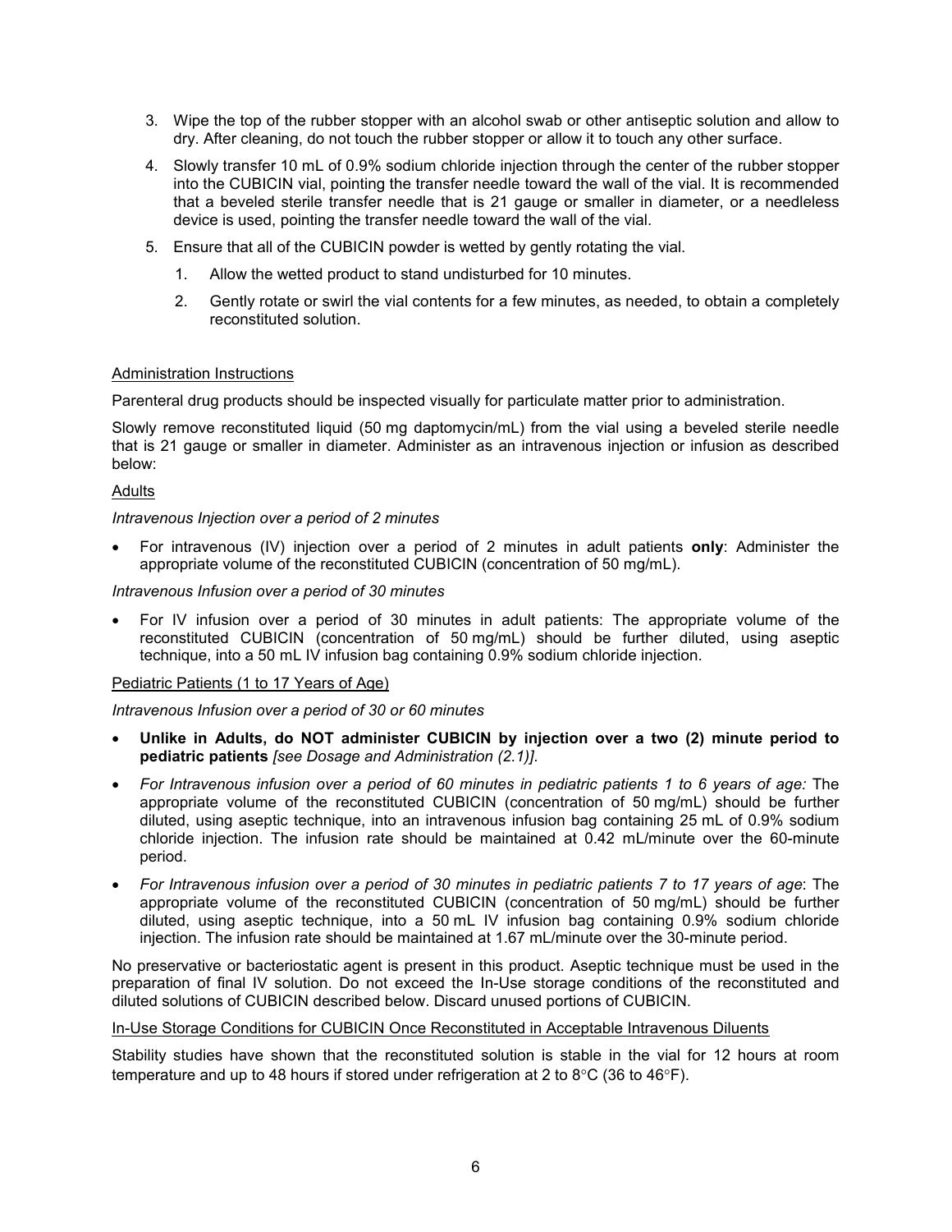3. Wipe the top of the rubber stopper with an alcohol swab or other antiseptic solution and allow to dry. After cleaning, do not touch the rubber stopper or allow it to touch any other surface.
4. Slowly transfer 10 mL of 0.9% sodium chloride injection through the center of the rubber stopper into the CUBICIN vial, pointing the transfer needle toward the wall of the vial. It is recommended that a beveled sterile transfer needle that is 21 gauge or smaller in diameter, or a needleless device is used, pointing the transfer needle toward the wall of the vial.
5. Ensure that all of the CUBICIN powder is wetted by gently rotating the vial.
    1. Allow the wetted product to stand undisturbed for 10 minutes.
    2. Gently rotate or swirl the vial contents for a few minutes, as needed, to obtain a completely reconstituted solution.

Administration Instructions

Parenteral drug products should be inspected visually for particulate matter prior to administration.

Slowly remove reconstituted liquid (50 mg daptomycin/mL) from the vial using a beveled sterile needle that is 21 gauge or smaller in diameter. Administer as an intravenous injection or infusion as described below:

Adults

*Intravenous Injection over a period of 2 minutes*

- For intravenous (IV) injection over a period of 2 minutes in adult patients **only**: Administer the appropriate volume of the reconstituted CUBICIN (concentration of 50 mg/mL).

*Intravenous Infusion over a period of 30 minutes*

- For IV infusion over a period of 30 minutes in adult patients: The appropriate volume of the reconstituted CUBICIN (concentration of 50 mg/mL) should be further diluted, using aseptic technique, into a 50 mL IV infusion bag containing 0.9% sodium chloride injection.

Pediatric Patients (1 to 17 Years of Age)

*Intravenous Infusion over a period of 30 or 60 minutes*

- **Unlike in Adults, do NOT administer CUBICIN by injection over a two (2) minute period to pediatric patients** *[see Dosage and Administration (2.1)]*.
- *For Intravenous infusion over a period of 60 minutes in pediatric patients 1 to 6 years of age:* The appropriate volume of the reconstituted CUBICIN (concentration of 50 mg/mL) should be further diluted, using aseptic technique, into an intravenous infusion bag containing 25 mL of 0.9% sodium chloride injection. The infusion rate should be maintained at 0.42 mL/minute over the 60-minute period.
- *For Intravenous infusion over a period of 30 minutes in pediatric patients 7 to 17 years of age*: The appropriate volume of the reconstituted CUBICIN (concentration of 50 mg/mL) should be further diluted, using aseptic technique, into a 50 mL IV infusion bag containing 0.9% sodium chloride injection. The infusion rate should be maintained at 1.67 mL/minute over the 30-minute period.

No preservative or bacteriostatic agent is present in this product. Aseptic technique must be used in the preparation of final IV solution. Do not exceed the In-Use storage conditions of the reconstituted and diluted solutions of CUBICIN described below. Discard unused portions of CUBICIN.

In-Use Storage Conditions for CUBICIN Once Reconstituted in Acceptable Intravenous Diluents

Stability studies have shown that the reconstituted solution is stable in the vial for 12 hours at room temperature and up to 48 hours if stored under refrigeration at 2 to 8°C (36 to 46°F).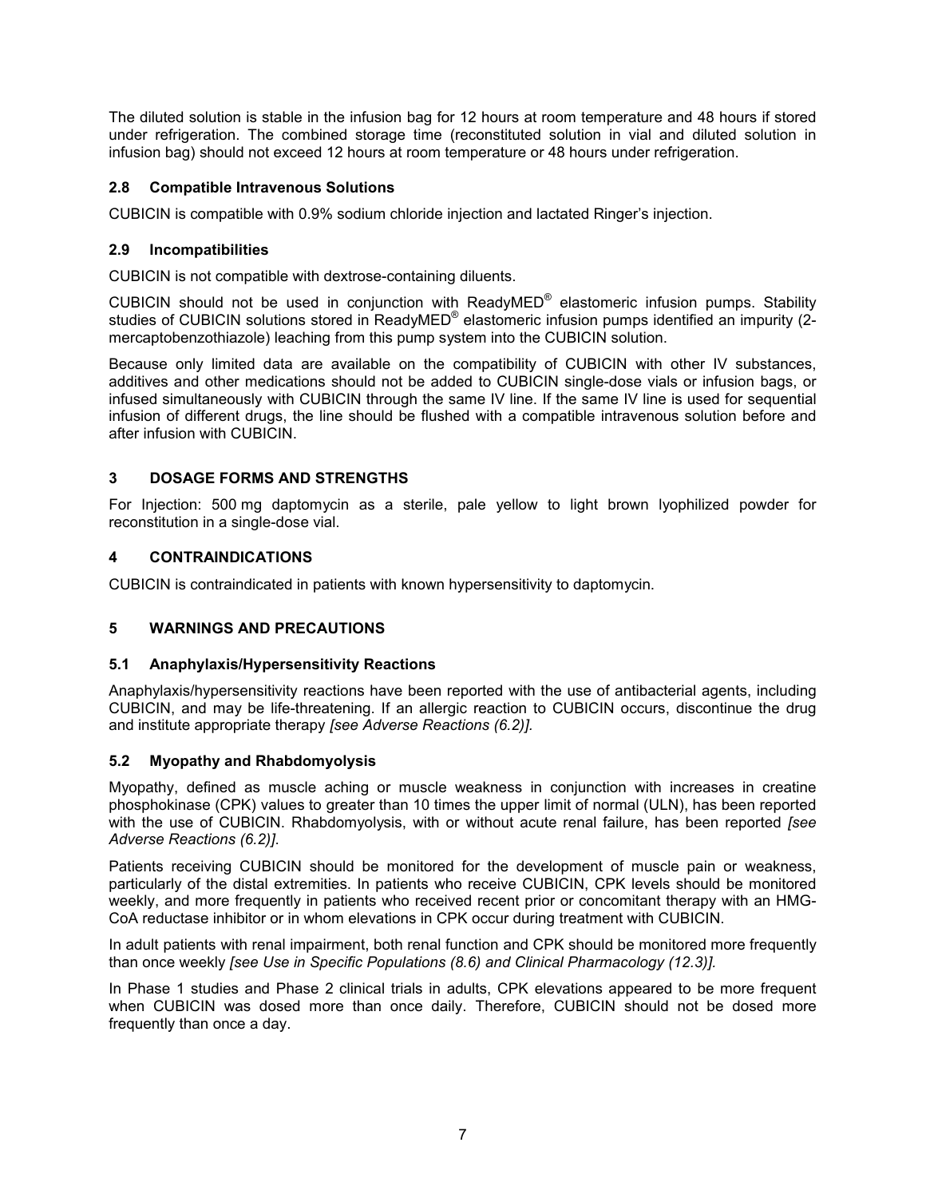The diluted solution is stable in the infusion bag for 12 hours at room temperature and 48 hours if stored under refrigeration. The combined storage time (reconstituted solution in vial and diluted solution in infusion bag) should not exceed 12 hours at room temperature or 48 hours under refrigeration.

### 2.8 Compatible Intravenous Solutions

CUBICIN is compatible with 0.9% sodium chloride injection and lactated Ringer's injection.

### 2.9 Incompatibilities

CUBICIN is not compatible with dextrose-containing diluents.

CUBICIN should not be used in conjunction with ReadyMED® elastomeric infusion pumps. Stability studies of CUBICIN solutions stored in ReadyMED® elastomeric infusion pumps identified an impurity (2-mercaptobenzothiazole) leaching from this pump system into the CUBICIN solution.

Because only limited data are available on the compatibility of CUBICIN with other IV substances, additives and other medications should not be added to CUBICIN single-dose vials or infusion bags, or infused simultaneously with CUBICIN through the same IV line. If the same IV line is used for sequential infusion of different drugs, the line should be flushed with a compatible intravenous solution before and after infusion with CUBICIN.

## 3 DOSAGE FORMS AND STRENGTHS

For Injection: 500 mg daptomycin as a sterile, pale yellow to light brown lyophilized powder for reconstitution in a single-dose vial.

## 4 CONTRAINDICATIONS

CUBICIN is contraindicated in patients with known hypersensitivity to daptomycin.

## 5 WARNINGS AND PRECAUTIONS

### 5.1 Anaphylaxis/Hypersensitivity Reactions

Anaphylaxis/hypersensitivity reactions have been reported with the use of antibacterial agents, including CUBICIN, and may be life-threatening. If an allergic reaction to CUBICIN occurs, discontinue the drug and institute appropriate therapy *[see Adverse Reactions (6.2)]*.

### 5.2 Myopathy and Rhabdomyolysis

Myopathy, defined as muscle aching or muscle weakness in conjunction with increases in creatine phosphokinase (CPK) values to greater than 10 times the upper limit of normal (ULN), has been reported with the use of CUBICIN. Rhabdomyolysis, with or without acute renal failure, has been reported *[see Adverse Reactions (6.2)]*.

Patients receiving CUBICIN should be monitored for the development of muscle pain or weakness, particularly of the distal extremities. In patients who receive CUBICIN, CPK levels should be monitored weekly, and more frequently in patients who received recent prior or concomitant therapy with an HMG-CoA reductase inhibitor or in whom elevations in CPK occur during treatment with CUBICIN.

In adult patients with renal impairment, both renal function and CPK should be monitored more frequently than once weekly *[see Use in Specific Populations (8.6) and Clinical Pharmacology (12.3)]*.

In Phase 1 studies and Phase 2 clinical trials in adults, CPK elevations appeared to be more frequent when CUBICIN was dosed more than once daily. Therefore, CUBICIN should not be dosed more frequently than once a day.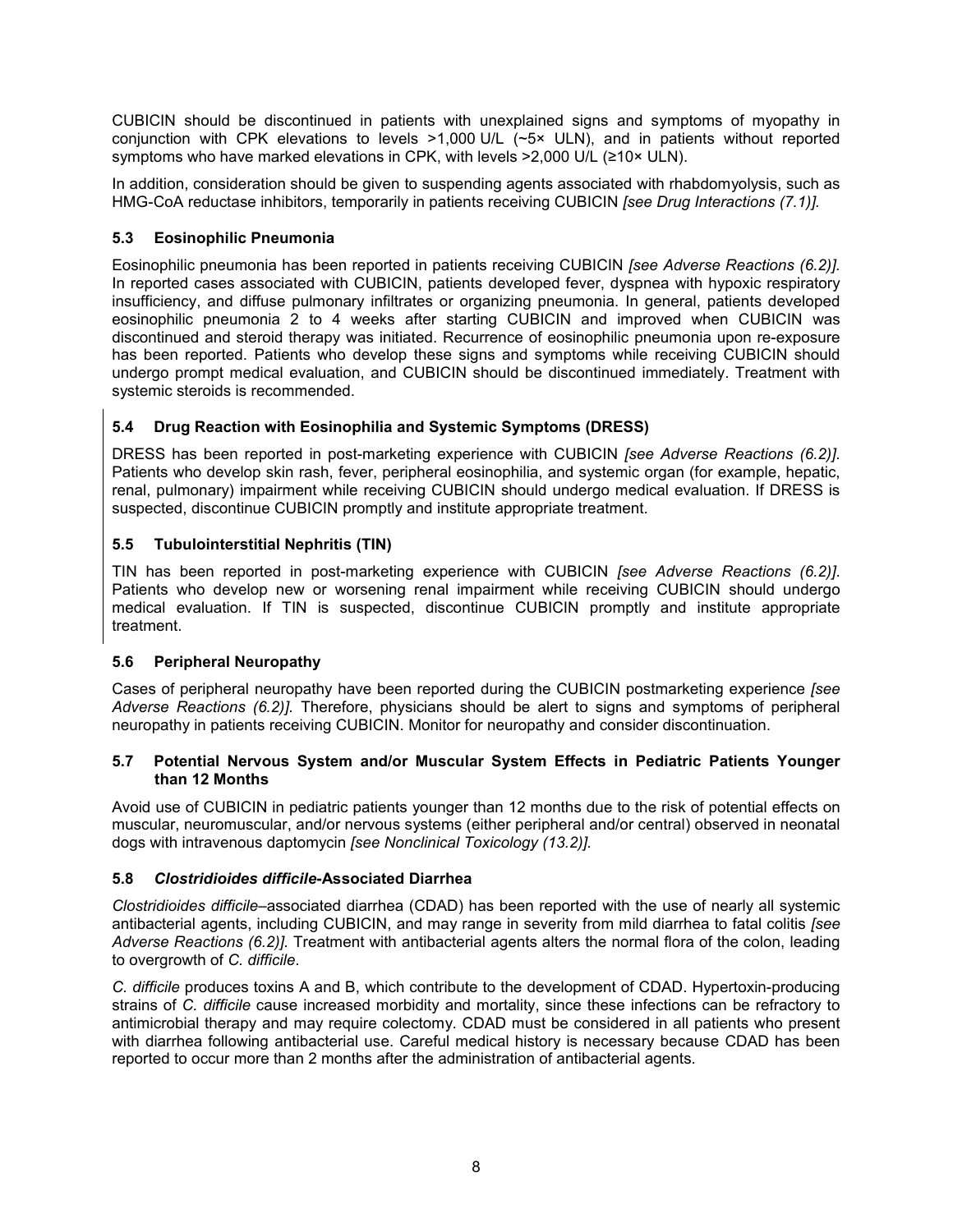CUBICIN should be discontinued in patients with unexplained signs and symptoms of myopathy in conjunction with CPK elevations to levels >1,000 U/L (~5× ULN), and in patients without reported symptoms who have marked elevations in CPK, with levels >2,000 U/L (≥10× ULN).

In addition, consideration should be given to suspending agents associated with rhabdomyolysis, such as HMG-CoA reductase inhibitors, temporarily in patients receiving CUBICIN *[see Drug Interactions (7.1)]*.

### 5.3 Eosinophilic Pneumonia

Eosinophilic pneumonia has been reported in patients receiving CUBICIN *[see Adverse Reactions (6.2)]*. In reported cases associated with CUBICIN, patients developed fever, dyspnea with hypoxic respiratory insufficiency, and diffuse pulmonary infiltrates or organizing pneumonia. In general, patients developed eosinophilic pneumonia 2 to 4 weeks after starting CUBICIN and improved when CUBICIN was discontinued and steroid therapy was initiated. Recurrence of eosinophilic pneumonia upon re-exposure has been reported. Patients who develop these signs and symptoms while receiving CUBICIN should undergo prompt medical evaluation, and CUBICIN should be discontinued immediately. Treatment with systemic steroids is recommended.

### 5.4 Drug Reaction with Eosinophilia and Systemic Symptoms (DRESS)

DRESS has been reported in post-marketing experience with CUBICIN *[see Adverse Reactions (6.2)]*. Patients who develop skin rash, fever, peripheral eosinophilia, and systemic organ (for example, hepatic, renal, pulmonary) impairment while receiving CUBICIN should undergo medical evaluation. If DRESS is suspected, discontinue CUBICIN promptly and institute appropriate treatment.

### 5.5 Tubulointerstitial Nephritis (TIN)

TIN has been reported in post-marketing experience with CUBICIN *[see Adverse Reactions (6.2)]*. Patients who develop new or worsening renal impairment while receiving CUBICIN should undergo medical evaluation. If TIN is suspected, discontinue CUBICIN promptly and institute appropriate treatment.

### 5.6 Peripheral Neuropathy

Cases of peripheral neuropathy have been reported during the CUBICIN postmarketing experience *[see Adverse Reactions (6.2)]*. Therefore, physicians should be alert to signs and symptoms of peripheral neuropathy in patients receiving CUBICIN. Monitor for neuropathy and consider discontinuation.

### 5.7 Potential Nervous System and/or Muscular System Effects in Pediatric Patients Younger than 12 Months

Avoid use of CUBICIN in pediatric patients younger than 12 months due to the risk of potential effects on muscular, neuromuscular, and/or nervous systems (either peripheral and/or central) observed in neonatal dogs with intravenous daptomycin *[see Nonclinical Toxicology (13.2)]*.

### 5.8 *Clostridioides difficile*-Associated Diarrhea

*Clostridioides difficile*–associated diarrhea (CDAD) has been reported with the use of nearly all systemic antibacterial agents, including CUBICIN, and may range in severity from mild diarrhea to fatal colitis *[see Adverse Reactions (6.2)]*. Treatment with antibacterial agents alters the normal flora of the colon, leading to overgrowth of *C. difficile*.

*C. difficile* produces toxins A and B, which contribute to the development of CDAD. Hypertoxin-producing strains of *C. difficile* cause increased morbidity and mortality, since these infections can be refractory to antimicrobial therapy and may require colectomy. CDAD must be considered in all patients who present with diarrhea following antibacterial use. Careful medical history is necessary because CDAD has been reported to occur more than 2 months after the administration of antibacterial agents.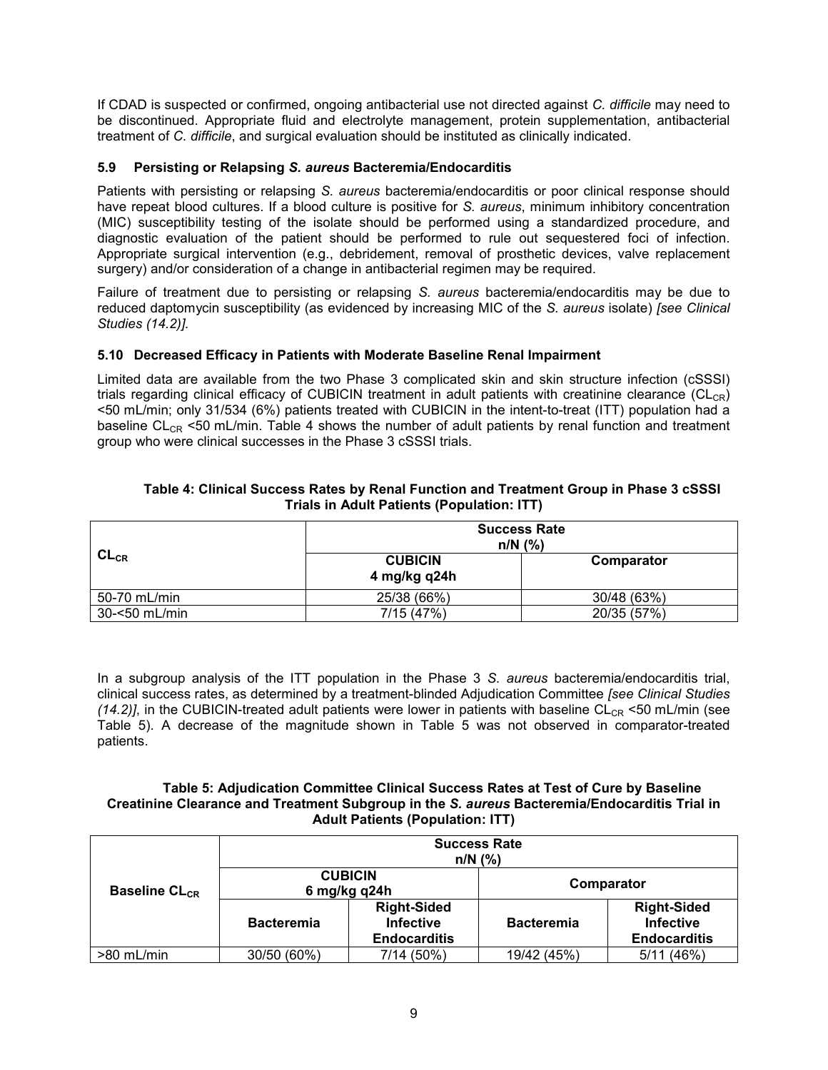If CDAD is suspected or confirmed, ongoing antibacterial use not directed against *C. difficile* may need to be discontinued. Appropriate fluid and electrolyte management, protein supplementation, antibacterial treatment of *C. difficile*, and surgical evaluation should be instituted as clinically indicated.

### 5.9 Persisting or Relapsing *S. aureus* Bacteremia/Endocarditis

Patients with persisting or relapsing *S. aureus* bacteremia/endocarditis or poor clinical response should have repeat blood cultures. If a blood culture is positive for *S. aureus*, minimum inhibitory concentration (MIC) susceptibility testing of the isolate should be performed using a standardized procedure, and diagnostic evaluation of the patient should be performed to rule out sequestered foci of infection. Appropriate surgical intervention (e.g., debridement, removal of prosthetic devices, valve replacement surgery) and/or consideration of a change in antibacterial regimen may be required.

Failure of treatment due to persisting or relapsing *S. aureus* bacteremia/endocarditis may be due to reduced daptomycin susceptibility (as evidenced by increasing MIC of the *S. aureus* isolate) *[see Clinical Studies (14.2)].*

### 5.10 Decreased Efficacy in Patients with Moderate Baseline Renal Impairment

Limited data are available from the two Phase 3 complicated skin and skin structure infection (cSSSI) trials regarding clinical efficacy of CUBICIN treatment in adult patients with creatinine clearance ($CL_{CR}$) <50 mL/min; only 31/534 (6%) patients treated with CUBICIN in the intent-to-treat (ITT) population had a baseline $CL_{CR}$ <50 mL/min. Table 4 shows the number of adult patients by renal function and treatment group who were clinical successes in the Phase 3 cSSSI trials.

**Table 4: Clinical Success Rates by Renal Function and Treatment Group in Phase 3 cSSSI Trials in Adult Patients (Population: ITT)**

| $CL_{CR}$ | Success Rate n/N (%) | |
|---|---|---|
| | CUBICIN 4 mg/kg q24h | Comparator |
| 50-70 mL/min | 25/38 (66%) | 30/48 (63%) |
| 30-<50 mL/min | 7/15 (47%) | 20/35 (57%) |

In a subgroup analysis of the ITT population in the Phase 3 *S. aureus* bacteremia/endocarditis trial, clinical success rates, as determined by a treatment-blinded Adjudication Committee *[see Clinical Studies (14.2)]*, in the CUBICIN-treated adult patients were lower in patients with baseline $CL_{CR}$ <50 mL/min (see Table 5). A decrease of the magnitude shown in Table 5 was not observed in comparator-treated patients.

**Table 5: Adjudication Committee Clinical Success Rates at Test of Cure by Baseline Creatinine Clearance and Treatment Subgroup in the *S. aureus* Bacteremia/Endocarditis Trial in Adult Patients (Population: ITT)**

| Baseline $CL_{CR}$ | Success Rate n/N (%) | | | |
|---|---|---|---|---|
| | CUBICIN 6 mg/kg q24h | | Comparator | |
| | Bacteremia | Right-Sided Infective Endocarditis | Bacteremia | Right-Sided Infective Endocarditis |
| >80 mL/min | 30/50 (60%) | 7/14 (50%) | 19/42 (45%) | 5/11 (46%) |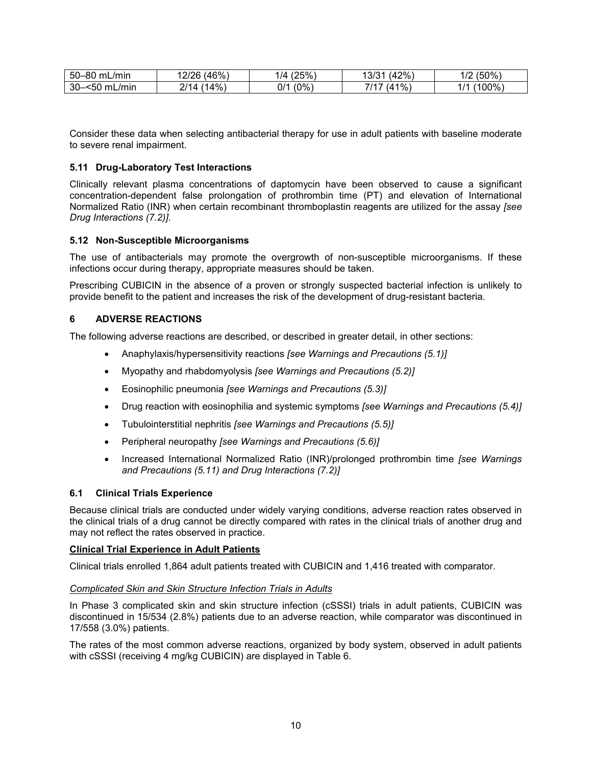| 50–80 mL/min | 12/26 (46%) | 1/4 (25%) | 13/31 (42%) | 1/2 (50%) |
|---|---|---|---|---|
| 30–<50 mL/min | 2/14 (14%) | 0/1 (0%) | 7/17 (41%) | 1/1 (100%) |

Consider these data when selecting antibacterial therapy for use in adult patients with baseline moderate to severe renal impairment.

### 5.11 Drug-Laboratory Test Interactions

Clinically relevant plasma concentrations of daptomycin have been observed to cause a significant concentration-dependent false prolongation of prothrombin time (PT) and elevation of International Normalized Ratio (INR) when certain recombinant thromboplastin reagents are utilized for the assay *[see Drug Interactions (7.2)]*.

### 5.12 Non-Susceptible Microorganisms

The use of antibacterials may promote the overgrowth of non-susceptible microorganisms. If these infections occur during therapy, appropriate measures should be taken.

Prescribing CUBICIN in the absence of a proven or strongly suspected bacterial infection is unlikely to provide benefit to the patient and increases the risk of the development of drug-resistant bacteria.

## 6 ADVERSE REACTIONS

The following adverse reactions are described, or described in greater detail, in other sections:

- Anaphylaxis/hypersensitivity reactions *[see Warnings and Precautions (5.1)]*
- Myopathy and rhabdomyolysis *[see Warnings and Precautions (5.2)]*
- Eosinophilic pneumonia *[see Warnings and Precautions (5.3)]*
- Drug reaction with eosinophilia and systemic symptoms *[see Warnings and Precautions (5.4)]*
- Tubulointerstitial nephritis *[see Warnings and Precautions (5.5)]*
- Peripheral neuropathy *[see Warnings and Precautions (5.6)]*
- Increased International Normalized Ratio (INR)/prolonged prothrombin time *[see Warnings and Precautions (5.11) and Drug Interactions (7.2)]*

### 6.1 Clinical Trials Experience

Because clinical trials are conducted under widely varying conditions, adverse reaction rates observed in the clinical trials of a drug cannot be directly compared with rates in the clinical trials of another drug and may not reflect the rates observed in practice.

**Clinical Trial Experience in Adult Patients**

Clinical trials enrolled 1,864 adult patients treated with CUBICIN and 1,416 treated with comparator.

*Complicated Skin and Skin Structure Infection Trials in Adults*

In Phase 3 complicated skin and skin structure infection (cSSSI) trials in adult patients, CUBICIN was discontinued in 15/534 (2.8%) patients due to an adverse reaction, while comparator was discontinued in 17/558 (3.0%) patients.

The rates of the most common adverse reactions, organized by body system, observed in adult patients with cSSSI (receiving 4 mg/kg CUBICIN) are displayed in Table 6.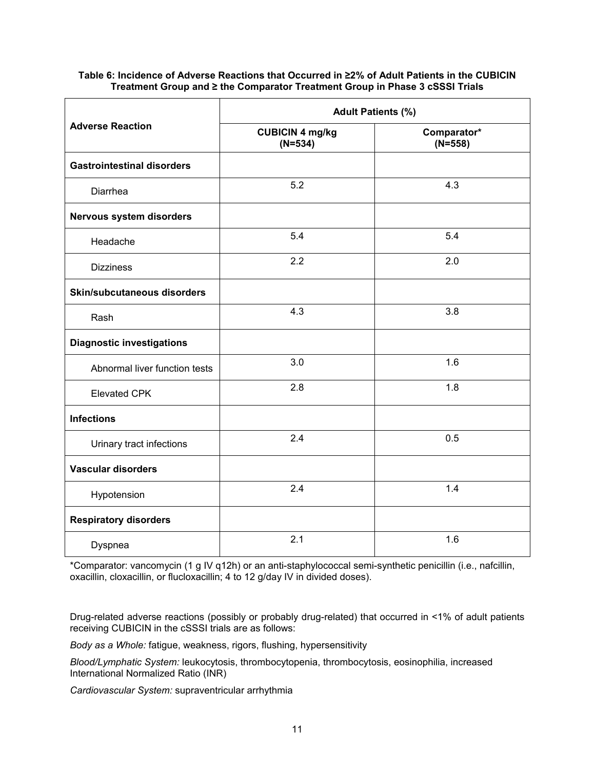**Table 6: Incidence of Adverse Reactions that Occurred in ≥2% of Adult Patients in the CUBICIN Treatment Group and ≥ the Comparator Treatment Group in Phase 3 cSSSI Trials**

| Adverse Reaction | Adult Patients (%) | |
|---|---|---|
| | **CUBICIN 4 mg/kg (N=534)** | **Comparator* (N=558)** |
| **Gastrointestinal disorders** | | |
| Diarrhea | 5.2 | 4.3 |
| **Nervous system disorders** | | |
| Headache | 5.4 | 5.4 |
| Dizziness | 2.2 | 2.0 |
| **Skin/subcutaneous disorders** | | |
| Rash | 4.3 | 3.8 |
| **Diagnostic investigations** | | |
| Abnormal liver function tests | 3.0 | 1.6 |
| Elevated CPK | 2.8 | 1.8 |
| **Infections** | | |
| Urinary tract infections | 2.4 | 0.5 |
| **Vascular disorders** | | |
| Hypotension | 2.4 | 1.4 |
| **Respiratory disorders** | | |
| Dyspnea | 2.1 | 1.6 |

*Comparator: vancomycin (1 g IV q12h) or an anti-staphylococcal semi-synthetic penicillin (i.e., nafcillin, oxacillin, cloxacillin, or flucloxacillin; 4 to 12 g/day IV in divided doses).

Drug-related adverse reactions (possibly or probably drug-related) that occurred in <1% of adult patients receiving CUBICIN in the cSSSI trials are as follows:

*Body as a Whole:* fatigue, weakness, rigors, flushing, hypersensitivity

*Blood/Lymphatic System:* leukocytosis, thrombocytopenia, thrombocytosis, eosinophilia, increased International Normalized Ratio (INR)

*Cardiovascular System:* supraventricular arrhythmia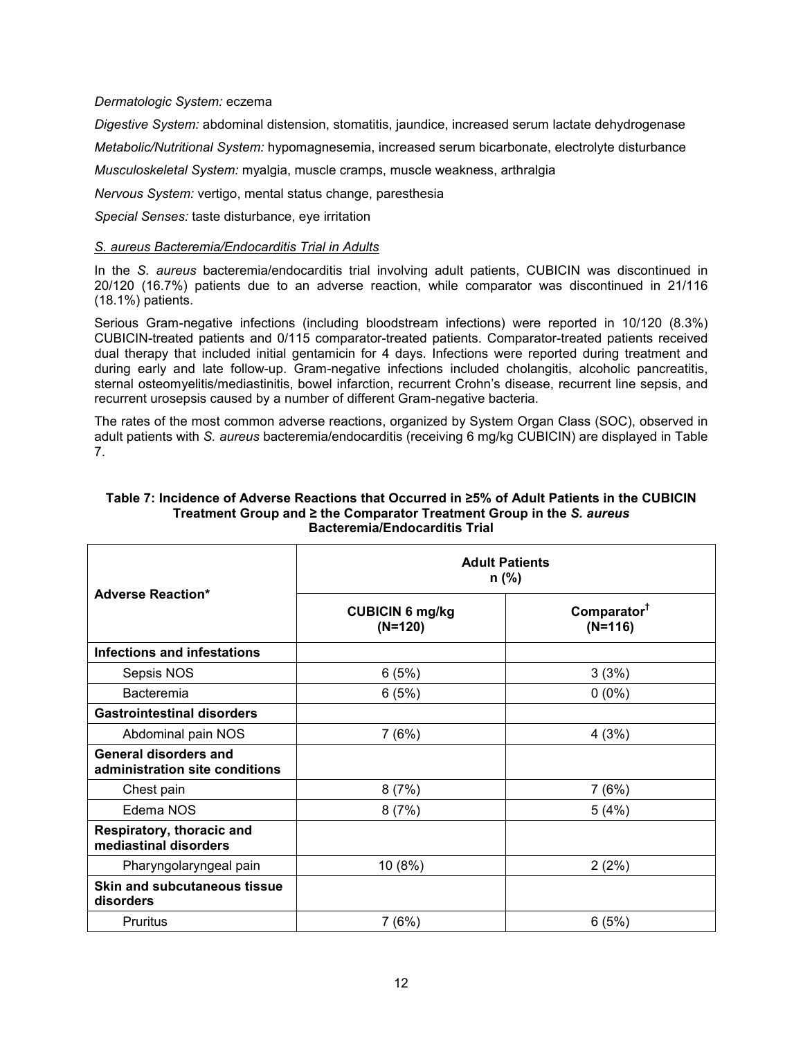*Dermatologic System:* eczema

*Digestive System:* abdominal distension, stomatitis, jaundice, increased serum lactate dehydrogenase

*Metabolic/Nutritional System:* hypomagnesemia, increased serum bicarbonate, electrolyte disturbance

*Musculoskeletal System:* myalgia, muscle cramps, muscle weakness, arthralgia

*Nervous System:* vertigo, mental status change, paresthesia

*Special Senses:* taste disturbance, eye irritation

*S. aureus Bacteremia/Endocarditis Trial in Adults*

In the *S. aureus* bacteremia/endocarditis trial involving adult patients, CUBICIN was discontinued in 20/120 (16.7%) patients due to an adverse reaction, while comparator was discontinued in 21/116 (18.1%) patients.

Serious Gram-negative infections (including bloodstream infections) were reported in 10/120 (8.3%) CUBICIN-treated patients and 0/115 comparator-treated patients. Comparator-treated patients received dual therapy that included initial gentamicin for 4 days. Infections were reported during treatment and during early and late follow-up. Gram-negative infections included cholangitis, alcoholic pancreatitis, sternal osteomyelitis/mediastinitis, bowel infarction, recurrent Crohn's disease, recurrent line sepsis, and recurrent urosepsis caused by a number of different Gram-negative bacteria.

The rates of the most common adverse reactions, organized by System Organ Class (SOC), observed in adult patients with *S. aureus* bacteremia/endocarditis (receiving 6 mg/kg CUBICIN) are displayed in Table 7.

**Table 7: Incidence of Adverse Reactions that Occurred in ≥5% of Adult Patients in the CUBICIN Treatment Group and ≥ the Comparator Treatment Group in the *S. aureus* Bacteremia/Endocarditis Trial**

| Adverse Reaction* | Adult Patients n (%) | |
|---|---|---|
| | **CUBICIN 6 mg/kg (N=120)** | **Comparator† (N=116)** |
| **Infections and infestations** | | |
| Sepsis NOS | 6 (5%) | 3 (3%) |
| Bacteremia | 6 (5%) | 0 (0%) |
| **Gastrointestinal disorders** | | |
| Abdominal pain NOS | 7 (6%) | 4 (3%) |
| **General disorders and administration site conditions** | | |
| Chest pain | 8 (7%) | 7 (6%) |
| Edema NOS | 8 (7%) | 5 (4%) |
| **Respiratory, thoracic and mediastinal disorders** | | |
| Pharyngolaryngeal pain | 10 (8%) | 2 (2%) |
| **Skin and subcutaneous tissue disorders** | | |
| Pruritus | 7 (6%) | 6 (5%) |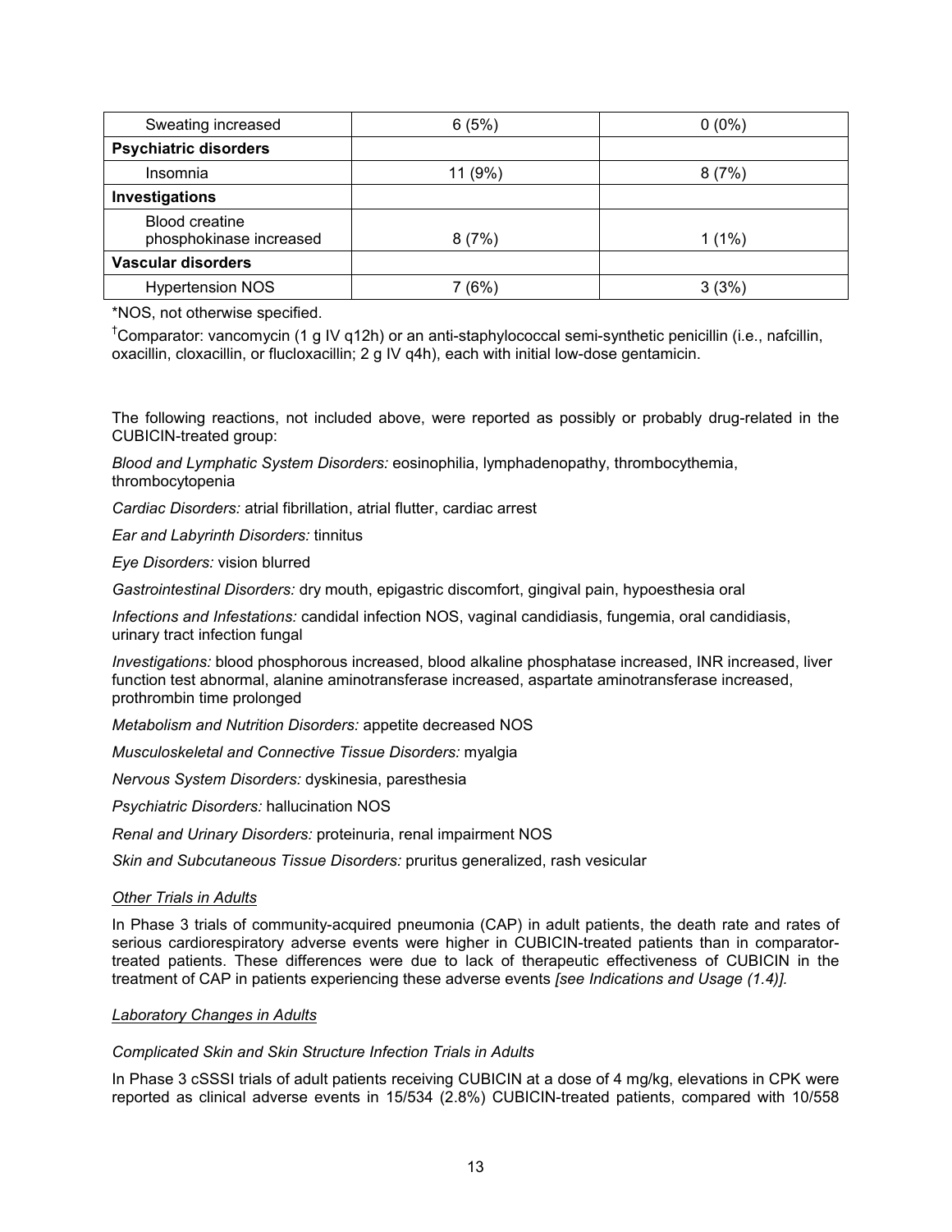| | | |
|---|---|---|
| Sweating increased | 6 (5%) | 0 (0%) |
| **Psychiatric disorders** | | |
| Insomnia | 11 (9%) | 8 (7%) |
| **Investigations** | | |
| Blood creatine phosphokinase increased | 8 (7%) | 1 (1%) |
| **Vascular disorders** | | |
| Hypertension NOS | 7 (6%) | 3 (3%) |

*NOS, not otherwise specified.

†Comparator: vancomycin (1 g IV q12h) or an anti-staphylococcal semi-synthetic penicillin (i.e., nafcillin, oxacillin, cloxacillin, or flucloxacillin; 2 g IV q4h), each with initial low-dose gentamicin.

The following reactions, not included above, were reported as possibly or probably drug-related in the CUBICIN-treated group:

*Blood and Lymphatic System Disorders:* eosinophilia, lymphadenopathy, thrombocythemia, thrombocytopenia

*Cardiac Disorders:* atrial fibrillation, atrial flutter, cardiac arrest

*Ear and Labyrinth Disorders:* tinnitus

*Eye Disorders:* vision blurred

*Gastrointestinal Disorders:* dry mouth, epigastric discomfort, gingival pain, hypoesthesia oral

*Infections and Infestations:* candidal infection NOS, vaginal candidiasis, fungemia, oral candidiasis, urinary tract infection fungal

*Investigations:* blood phosphorous increased, blood alkaline phosphatase increased, INR increased, liver function test abnormal, alanine aminotransferase increased, aspartate aminotransferase increased, prothrombin time prolonged

*Metabolism and Nutrition Disorders:* appetite decreased NOS

*Musculoskeletal and Connective Tissue Disorders:* myalgia

*Nervous System Disorders:* dyskinesia, paresthesia

*Psychiatric Disorders:* hallucination NOS

*Renal and Urinary Disorders:* proteinuria, renal impairment NOS

*Skin and Subcutaneous Tissue Disorders:* pruritus generalized, rash vesicular

#### Other Trials in Adults

In Phase 3 trials of community-acquired pneumonia (CAP) in adult patients, the death rate and rates of serious cardiorespiratory adverse events were higher in CUBICIN-treated patients than in comparator-treated patients. These differences were due to lack of therapeutic effectiveness of CUBICIN in the treatment of CAP in patients experiencing these adverse events *[see Indications and Usage (1.4)].*

#### Laboratory Changes in Adults

*Complicated Skin and Skin Structure Infection Trials in Adults*

In Phase 3 cSSSI trials of adult patients receiving CUBICIN at a dose of 4 mg/kg, elevations in CPK were reported as clinical adverse events in 15/534 (2.8%) CUBICIN-treated patients, compared with 10/558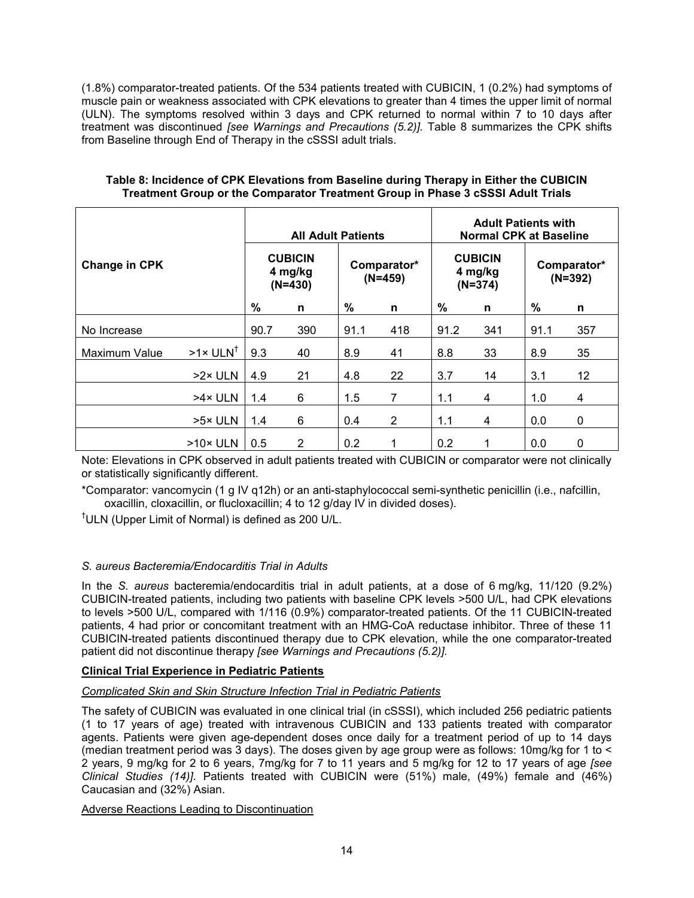(1.8%) comparator-treated patients. Of the 534 patients treated with CUBICIN, 1 (0.2%) had symptoms of muscle pain or weakness associated with CPK elevations to greater than 4 times the upper limit of normal (ULN). The symptoms resolved within 3 days and CPK returned to normal within 7 to 10 days after treatment was discontinued *[see Warnings and Precautions (5.2)]*. Table 8 summarizes the CPK shifts from Baseline through End of Therapy in the cSSSI adult trials.

**Table 8: Incidence of CPK Elevations from Baseline during Therapy in Either the CUBICIN Treatment Group or the Comparator Treatment Group in Phase 3 cSSSI Adult Trials**

| Change in CPK | | All Adult Patients | | | | Adult Patients with Normal CPK at Baseline | | | |
|---|---|---|---|---|---|---|---|---|---|
| | | CUBICIN 4 mg/kg (N=430) | | Comparator* (N=459) | | CUBICIN 4 mg/kg (N=374) | | Comparator* (N=392) | |
| | | % | n | % | n | % | n | % | n |
| No Increase | | 90.7 | 390 | 91.1 | 418 | 91.2 | 341 | 91.1 | 357 |
| Maximum Value | >1× ULN[†] | 9.3 | 40 | 8.9 | 41 | 8.8 | 33 | 8.9 | 35 |
| | >2× ULN | 4.9 | 21 | 4.8 | 22 | 3.7 | 14 | 3.1 | 12 |
| | >4× ULN | 1.4 | 6 | 1.5 | 7 | 1.1 | 4 | 1.0 | 4 |
| | >5× ULN | 1.4 | 6 | 0.4 | 2 | 1.1 | 4 | 0.0 | 0 |
| | >10× ULN | 0.5 | 2 | 0.2 | 1 | 0.2 | 1 | 0.0 | 0 |

Note: Elevations in CPK observed in adult patients treated with CUBICIN or comparator were not clinically or statistically significantly different.

*Comparator: vancomycin (1 g IV q12h) or an anti-staphylococcal semi-synthetic penicillin (i.e., nafcillin, oxacillin, cloxacillin, or flucloxacillin; 4 to 12 g/day IV in divided doses).

[†]ULN (Upper Limit of Normal) is defined as 200 U/L.

*S. aureus Bacteremia/Endocarditis Trial in Adults*

In the *S. aureus* bacteremia/endocarditis trial in adult patients, at a dose of 6 mg/kg, 11/120 (9.2%) CUBICIN-treated patients, including two patients with baseline CPK levels >500 U/L, had CPK elevations to levels >500 U/L, compared with 1/116 (0.9%) comparator-treated patients. Of the 11 CUBICIN-treated patients, 4 had prior or concomitant treatment with an HMG-CoA reductase inhibitor. Three of these 11 CUBICIN-treated patients discontinued therapy due to CPK elevation, while the one comparator-treated patient did not discontinue therapy *[see Warnings and Precautions (5.2)].*

**Clinical Trial Experience in Pediatric Patients**

Complicated Skin and Skin Structure Infection Trial in Pediatric Patients

The safety of CUBICIN was evaluated in one clinical trial (in cSSSI), which included 256 pediatric patients (1 to 17 years of age) treated with intravenous CUBICIN and 133 patients treated with comparator agents. Patients were given age-dependent doses once daily for a treatment period of up to 14 days (median treatment period was 3 days). The doses given by age group were as follows: 10mg/kg for 1 to < 2 years, 9 mg/kg for 2 to 6 years, 7mg/kg for 7 to 11 years and 5 mg/kg for 12 to 17 years of age *[see Clinical Studies (14)]*. Patients treated with CUBICIN were (51%) male, (49%) female and (46%) Caucasian and (32%) Asian.

Adverse Reactions Leading to Discontinuation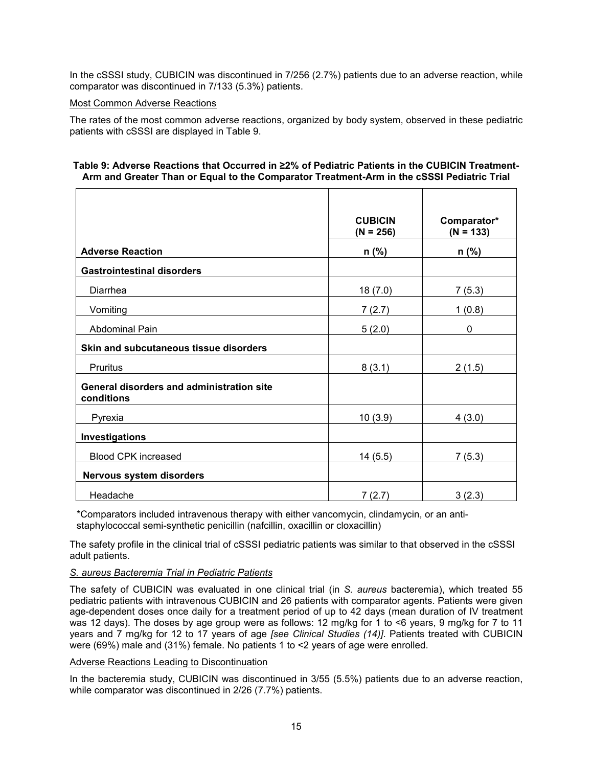In the cSSSI study, CUBICIN was discontinued in 7/256 (2.7%) patients due to an adverse reaction, while comparator was discontinued in 7/133 (5.3%) patients.

Most Common Adverse Reactions

The rates of the most common adverse reactions, organized by body system, observed in these pediatric patients with cSSSI are displayed in Table 9.

**Table 9: Adverse Reactions that Occurred in ≥2% of Pediatric Patients in the CUBICIN Treatment-Arm and Greater Than or Equal to the Comparator Treatment-Arm in the cSSSI Pediatric Trial**

| | CUBICIN (N = 256) | Comparator* (N = 133) |
|---|---|---|
| **Adverse Reaction** | **n (%)** | **n (%)** |
| **Gastrointestinal disorders** | | |
| Diarrhea | 18 (7.0) | 7 (5.3) |
| Vomiting | 7 (2.7) | 1 (0.8) |
| Abdominal Pain | 5 (2.0) | 0 |
| **Skin and subcutaneous tissue disorders** | | |
| Pruritus | 8 (3.1) | 2 (1.5) |
| **General disorders and administration site conditions** | | |
| Pyrexia | 10 (3.9) | 4 (3.0) |
| **Investigations** | | |
| Blood CPK increased | 14 (5.5) | 7 (5.3) |
| **Nervous system disorders** | | |
| Headache | 7 (2.7) | 3 (2.3) |

*Comparators included intravenous therapy with either vancomycin, clindamycin, or an anti-staphylococcal semi-synthetic penicillin (nafcillin, oxacillin or cloxacillin)

The safety profile in the clinical trial of cSSSI pediatric patients was similar to that observed in the cSSSI adult patients.

*S. aureus Bacteremia Trial in Pediatric Patients*

The safety of CUBICIN was evaluated in one clinical trial (in *S. aureus* bacteremia), which treated 55 pediatric patients with intravenous CUBICIN and 26 patients with comparator agents. Patients were given age-dependent doses once daily for a treatment period of up to 42 days (mean duration of IV treatment was 12 days). The doses by age group were as follows: 12 mg/kg for 1 to <6 years, 9 mg/kg for 7 to 11 years and 7 mg/kg for 12 to 17 years of age *[see Clinical Studies (14)]*. Patients treated with CUBICIN were (69%) male and (31%) female. No patients 1 to <2 years of age were enrolled.

Adverse Reactions Leading to Discontinuation

In the bacteremia study, CUBICIN was discontinued in 3/55 (5.5%) patients due to an adverse reaction, while comparator was discontinued in 2/26 (7.7%) patients.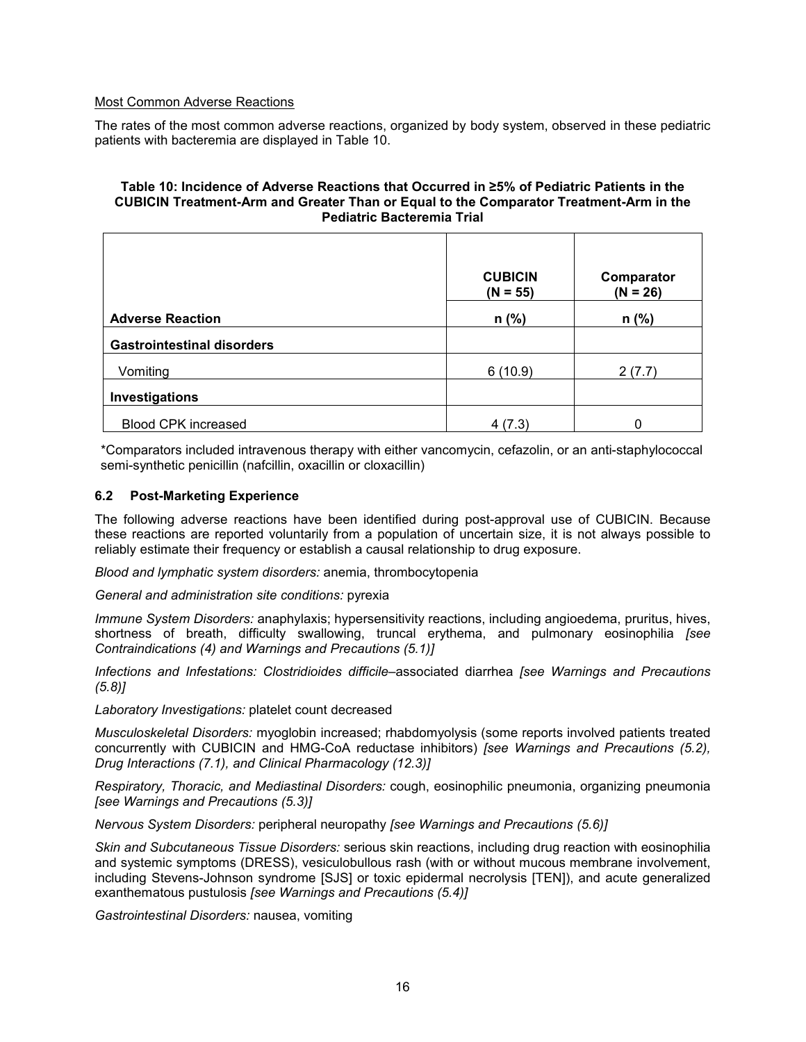Most Common Adverse Reactions

The rates of the most common adverse reactions, organized by body system, observed in these pediatric patients with bacteremia are displayed in Table 10.

**Table 10: Incidence of Adverse Reactions that Occurred in ≥5% of Pediatric Patients in the CUBICIN Treatment-Arm and Greater Than or Equal to the Comparator Treatment-Arm in the Pediatric Bacteremia Trial**

| Adverse Reaction | CUBICIN (N = 55) n (%) | Comparator (N = 26) n (%) |
|---|---|---|
| **Gastrointestinal disorders** | | |
| Vomiting | 6 (10.9) | 2 (7.7) |
| **Investigations** | | |
| Blood CPK increased | 4 (7.3) | 0 |

*Comparators included intravenous therapy with either vancomycin, cefazolin, or an anti-staphylococcal semi-synthetic penicillin (nafcillin, oxacillin or cloxacillin)

### 6.2 Post-Marketing Experience

The following adverse reactions have been identified during post-approval use of CUBICIN. Because these reactions are reported voluntarily from a population of uncertain size, it is not always possible to reliably estimate their frequency or establish a causal relationship to drug exposure.

*Blood and lymphatic system disorders:* anemia, thrombocytopenia

*General and administration site conditions:* pyrexia

*Immune System Disorders:* anaphylaxis; hypersensitivity reactions, including angioedema, pruritus, hives, shortness of breath, difficulty swallowing, truncal erythema, and pulmonary eosinophilia *[see Contraindications (4) and Warnings and Precautions (5.1)]*

*Infections and Infestations: Clostridioides difficile*–associated diarrhea *[see Warnings and Precautions (5.8)]*

*Laboratory Investigations:* platelet count decreased

*Musculoskeletal Disorders:* myoglobin increased; rhabdomyolysis (some reports involved patients treated concurrently with CUBICIN and HMG-CoA reductase inhibitors) *[see Warnings and Precautions (5.2), Drug Interactions (7.1), and Clinical Pharmacology (12.3)]*

*Respiratory, Thoracic, and Mediastinal Disorders:* cough, eosinophilic pneumonia, organizing pneumonia *[see Warnings and Precautions (5.3)]*

*Nervous System Disorders:* peripheral neuropathy *[see Warnings and Precautions (5.6)]*

*Skin and Subcutaneous Tissue Disorders:* serious skin reactions, including drug reaction with eosinophilia and systemic symptoms (DRESS), vesiculobullous rash (with or without mucous membrane involvement, including Stevens-Johnson syndrome [SJS] or toxic epidermal necrolysis [TEN]), and acute generalized exanthematous pustulosis *[see Warnings and Precautions (5.4)]*

*Gastrointestinal Disorders:* nausea, vomiting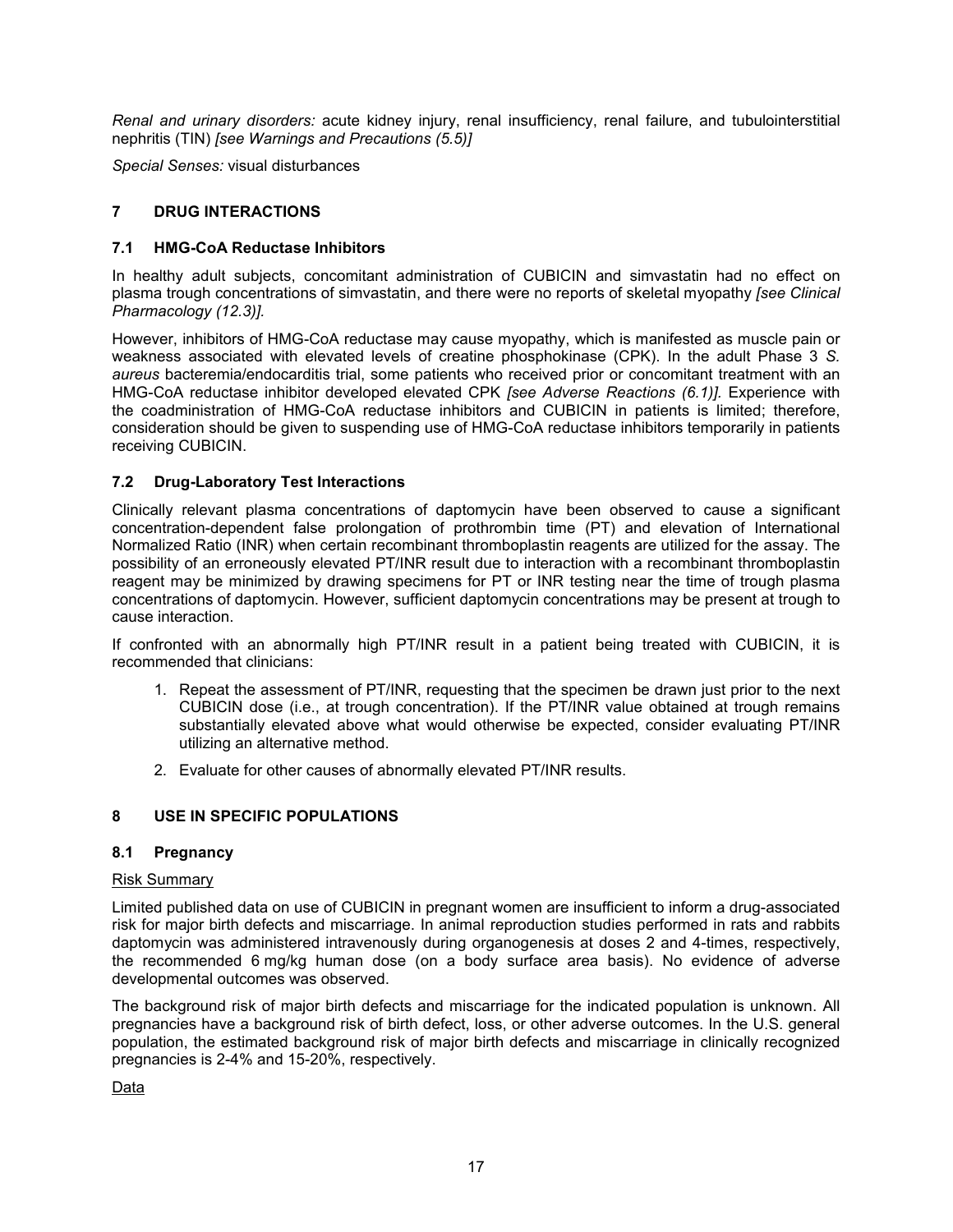*Renal and urinary disorders:* acute kidney injury, renal insufficiency, renal failure, and tubulointerstitial nephritis (TIN) *[see Warnings and Precautions (5.5)]*

*Special Senses:* visual disturbances

## 7 DRUG INTERACTIONS

### 7.1 HMG-CoA Reductase Inhibitors

In healthy adult subjects, concomitant administration of CUBICIN and simvastatin had no effect on plasma trough concentrations of simvastatin, and there were no reports of skeletal myopathy *[see Clinical Pharmacology (12.3)].*

However, inhibitors of HMG-CoA reductase may cause myopathy, which is manifested as muscle pain or weakness associated with elevated levels of creatine phosphokinase (CPK). In the adult Phase 3 *S. aureus* bacteremia/endocarditis trial, some patients who received prior or concomitant treatment with an HMG-CoA reductase inhibitor developed elevated CPK *[see Adverse Reactions (6.1)].* Experience with the coadministration of HMG-CoA reductase inhibitors and CUBICIN in patients is limited; therefore, consideration should be given to suspending use of HMG-CoA reductase inhibitors temporarily in patients receiving CUBICIN.

### 7.2 Drug-Laboratory Test Interactions

Clinically relevant plasma concentrations of daptomycin have been observed to cause a significant concentration-dependent false prolongation of prothrombin time (PT) and elevation of International Normalized Ratio (INR) when certain recombinant thromboplastin reagents are utilized for the assay. The possibility of an erroneously elevated PT/INR result due to interaction with a recombinant thromboplastin reagent may be minimized by drawing specimens for PT or INR testing near the time of trough plasma concentrations of daptomycin. However, sufficient daptomycin concentrations may be present at trough to cause interaction.

If confronted with an abnormally high PT/INR result in a patient being treated with CUBICIN, it is recommended that clinicians:

1. Repeat the assessment of PT/INR, requesting that the specimen be drawn just prior to the next CUBICIN dose (i.e., at trough concentration). If the PT/INR value obtained at trough remains substantially elevated above what would otherwise be expected, consider evaluating PT/INR utilizing an alternative method.
2. Evaluate for other causes of abnormally elevated PT/INR results.

## 8 USE IN SPECIFIC POPULATIONS

### 8.1 Pregnancy

Risk Summary

Limited published data on use of CUBICIN in pregnant women are insufficient to inform a drug-associated risk for major birth defects and miscarriage. In animal reproduction studies performed in rats and rabbits daptomycin was administered intravenously during organogenesis at doses 2 and 4-times, respectively, the recommended 6 mg/kg human dose (on a body surface area basis). No evidence of adverse developmental outcomes was observed.

The background risk of major birth defects and miscarriage for the indicated population is unknown. All pregnancies have a background risk of birth defect, loss, or other adverse outcomes. In the U.S. general population, the estimated background risk of major birth defects and miscarriage in clinically recognized pregnancies is 2-4% and 15-20%, respectively.

Data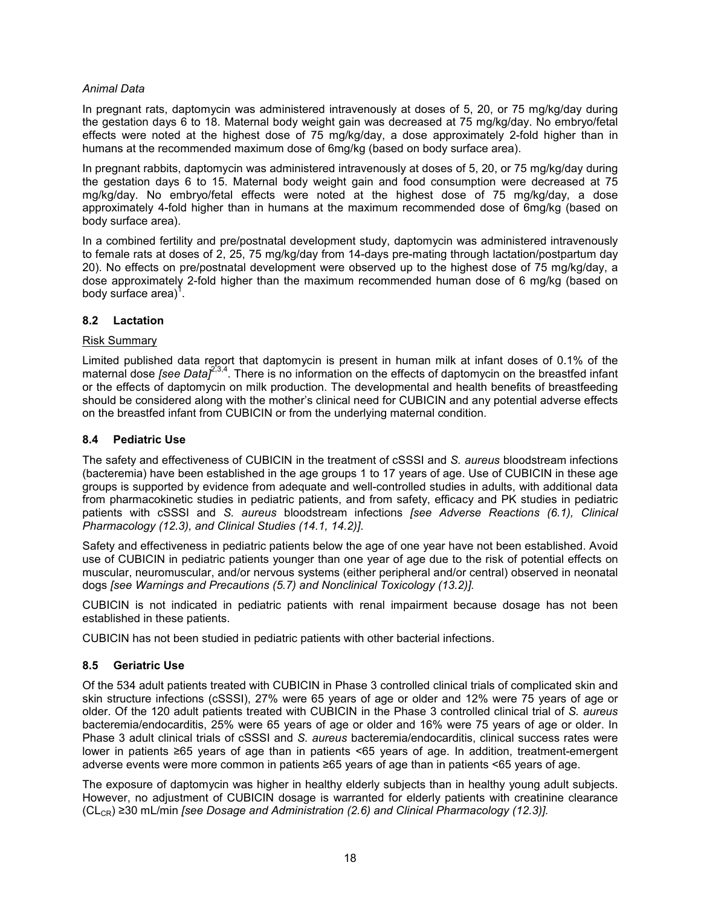*Animal Data*

In pregnant rats, daptomycin was administered intravenously at doses of 5, 20, or 75 mg/kg/day during the gestation days 6 to 18. Maternal body weight gain was decreased at 75 mg/kg/day. No embryo/fetal effects were noted at the highest dose of 75 mg/kg/day, a dose approximately 2-fold higher than in humans at the recommended maximum dose of 6mg/kg (based on body surface area).

In pregnant rabbits, daptomycin was administered intravenously at doses of 5, 20, or 75 mg/kg/day during the gestation days 6 to 15. Maternal body weight gain and food consumption were decreased at 75 mg/kg/day. No embryo/fetal effects were noted at the highest dose of 75 mg/kg/day, a dose approximately 4-fold higher than in humans at the maximum recommended dose of 6mg/kg (based on body surface area).

In a combined fertility and pre/postnatal development study, daptomycin was administered intravenously to female rats at doses of 2, 25, 75 mg/kg/day from 14-days pre-mating through lactation/postpartum day 20). No effects on pre/postnatal development were observed up to the highest dose of 75 mg/kg/day, a dose approximately 2-fold higher than the maximum recommended human dose of 6 mg/kg (based on body surface area)[1].

### 8.2 Lactation

Risk Summary

Limited published data report that daptomycin is present in human milk at infant doses of 0.1% of the maternal dose *[see Data]*[2,3,4]. There is no information on the effects of daptomycin on the breastfed infant or the effects of daptomycin on milk production. The developmental and health benefits of breastfeeding should be considered along with the mother's clinical need for CUBICIN and any potential adverse effects on the breastfed infant from CUBICIN or from the underlying maternal condition.

### 8.4 Pediatric Use

The safety and effectiveness of CUBICIN in the treatment of cSSSI and *S. aureus* bloodstream infections (bacteremia) have been established in the age groups 1 to 17 years of age. Use of CUBICIN in these age groups is supported by evidence from adequate and well-controlled studies in adults, with additional data from pharmacokinetic studies in pediatric patients, and from safety, efficacy and PK studies in pediatric patients with cSSSI and *S. aureus* bloodstream infections *[see Adverse Reactions (6.1), Clinical Pharmacology (12.3), and Clinical Studies (14.1, 14.2)]*.

Safety and effectiveness in pediatric patients below the age of one year have not been established. Avoid use of CUBICIN in pediatric patients younger than one year of age due to the risk of potential effects on muscular, neuromuscular, and/or nervous systems (either peripheral and/or central) observed in neonatal dogs *[see Warnings and Precautions (5.7) and Nonclinical Toxicology (13.2)]*.

CUBICIN is not indicated in pediatric patients with renal impairment because dosage has not been established in these patients.

CUBICIN has not been studied in pediatric patients with other bacterial infections.

### 8.5 Geriatric Use

Of the 534 adult patients treated with CUBICIN in Phase 3 controlled clinical trials of complicated skin and skin structure infections (cSSSI), 27% were 65 years of age or older and 12% were 75 years of age or older. Of the 120 adult patients treated with CUBICIN in the Phase 3 controlled clinical trial of *S. aureus* bacteremia/endocarditis, 25% were 65 years of age or older and 16% were 75 years of age or older. In Phase 3 adult clinical trials of cSSSI and *S. aureus* bacteremia/endocarditis, clinical success rates were lower in patients ≥65 years of age than in patients <65 years of age. In addition, treatment-emergent adverse events were more common in patients ≥65 years of age than in patients <65 years of age.

The exposure of daptomycin was higher in healthy elderly subjects than in healthy young adult subjects. However, no adjustment of CUBICIN dosage is warranted for elderly patients with creatinine clearance ($CL_{CR}$) ≥30 mL/min *[see Dosage and Administration (2.6) and Clinical Pharmacology (12.3)].*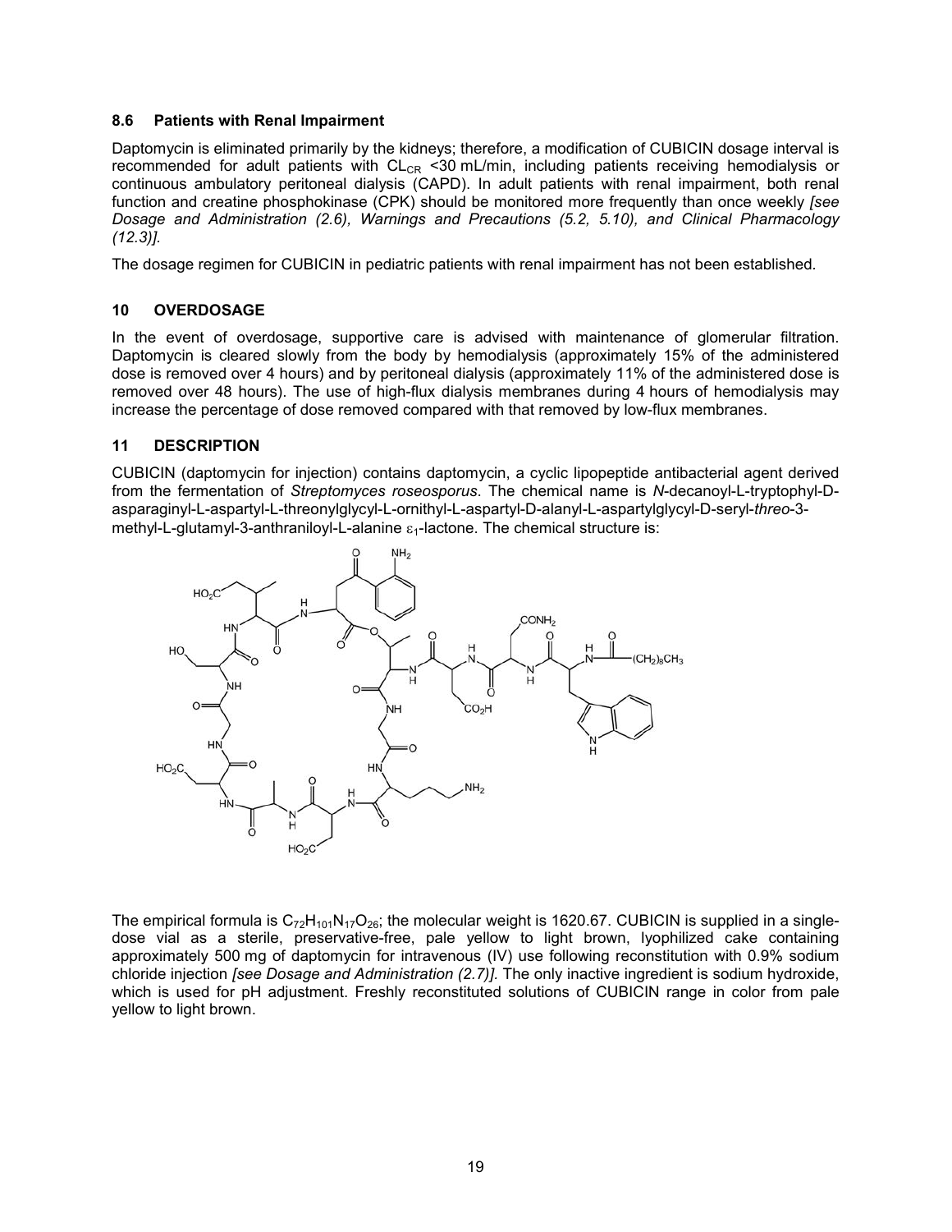### 8.6 Patients with Renal Impairment

Daptomycin is eliminated primarily by the kidneys; therefore, a modification of CUBICIN dosage interval is recommended for adult patients with $CL_{CR}$ <30 mL/min, including patients receiving hemodialysis or continuous ambulatory peritoneal dialysis (CAPD). In adult patients with renal impairment, both renal function and creatine phosphokinase (CPK) should be monitored more frequently than once weekly *[see Dosage and Administration (2.6), Warnings and Precautions (5.2, 5.10), and Clinical Pharmacology (12.3)]*.

The dosage regimen for CUBICIN in pediatric patients with renal impairment has not been established.

## 10 OVERDOSAGE

In the event of overdosage, supportive care is advised with maintenance of glomerular filtration. Daptomycin is cleared slowly from the body by hemodialysis (approximately 15% of the administered dose is removed over 4 hours) and by peritoneal dialysis (approximately 11% of the administered dose is removed over 48 hours). The use of high-flux dialysis membranes during 4 hours of hemodialysis may increase the percentage of dose removed compared with that removed by low-flux membranes.

## 11 DESCRIPTION

CUBICIN (daptomycin for injection) contains daptomycin, a cyclic lipopeptide antibacterial agent derived from the fermentation of *Streptomyces roseosporus*. The chemical name is *N*-decanoyl-L-tryptophyl-D-asparaginyl-L-aspartyl-L-threonylglycyl-L-ornithyl-L-aspartyl-D-alanyl-L-aspartylglycyl-D-seryl-*threo*-3-methyl-L-glutamyl-3-anthraniloyl-L-alanine $\varepsilon_1$-lactone. The chemical structure is:

The empirical formula is $C_{72}H_{101}N_{17}O_{26}$; the molecular weight is 1620.67. CUBICIN is supplied in a single-dose vial as a sterile, preservative-free, pale yellow to light brown, lyophilized cake containing approximately 500 mg of daptomycin for intravenous (IV) use following reconstitution with 0.9% sodium chloride injection *[see Dosage and Administration (2.7)]*. The only inactive ingredient is sodium hydroxide, which is used for pH adjustment. Freshly reconstituted solutions of CUBICIN range in color from pale yellow to light brown.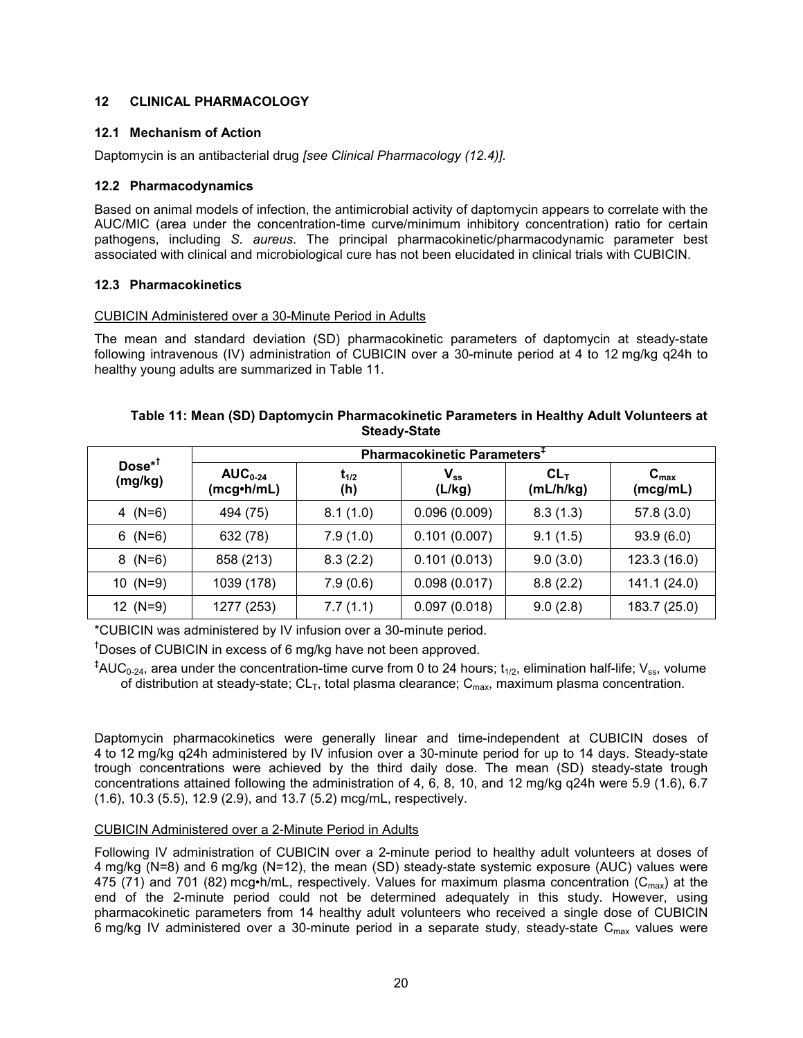## 12 CLINICAL PHARMACOLOGY

### 12.1 Mechanism of Action

Daptomycin is an antibacterial drug *[see Clinical Pharmacology (12.4)]*.

### 12.2 Pharmacodynamics

Based on animal models of infection, the antimicrobial activity of daptomycin appears to correlate with the AUC/MIC (area under the concentration-time curve/minimum inhibitory concentration) ratio for certain pathogens, including *S. aureus*. The principal pharmacokinetic/pharmacodynamic parameter best associated with clinical and microbiological cure has not been elucidated in clinical trials with CUBICIN.

### 12.3 Pharmacokinetics

CUBICIN Administered over a 30-Minute Period in Adults

The mean and standard deviation (SD) pharmacokinetic parameters of daptomycin at steady-state following intravenous (IV) administration of CUBICIN over a 30-minute period at 4 to 12 mg/kg q24h to healthy young adults are summarized in Table 11.

**Table 11: Mean (SD) Daptomycin Pharmacokinetic Parameters in Healthy Adult Volunteers at Steady-State**

| Dose*† (mg/kg) | Pharmacokinetic Parameters‡ | | | | |
|---|---|---|---|---|---|
| | $AUC_{0-24}$ (mcg•h/mL) | $t_{1/2}$ (h) | $V_{ss}$ (L/kg) | $CL_T$ (mL/h/kg) | $C_{max}$ (mcg/mL) |
| 4 (N=6) | 494 (75) | 8.1 (1.0) | 0.096 (0.009) | 8.3 (1.3) | 57.8 (3.0) |
| 6 (N=6) | 632 (78) | 7.9 (1.0) | 0.101 (0.007) | 9.1 (1.5) | 93.9 (6.0) |
| 8 (N=6) | 858 (213) | 8.3 (2.2) | 0.101 (0.013) | 9.0 (3.0) | 123.3 (16.0) |
| 10 (N=9) | 1039 (178) | 7.9 (0.6) | 0.098 (0.017) | 8.8 (2.2) | 141.1 (24.0) |
| 12 (N=9) | 1277 (253) | 7.7 (1.1) | 0.097 (0.018) | 9.0 (2.8) | 183.7 (25.0) |

*CUBICIN was administered by IV infusion over a 30-minute period.

†Doses of CUBICIN in excess of 6 mg/kg have not been approved.

‡$AUC_{0-24}$, area under the concentration-time curve from 0 to 24 hours; $t_{1/2}$, elimination half-life; $V_{ss}$, volume of distribution at steady-state; $CL_T$, total plasma clearance; $C_{max}$, maximum plasma concentration.

Daptomycin pharmacokinetics were generally linear and time-independent at CUBICIN doses of 4 to 12 mg/kg q24h administered by IV infusion over a 30-minute period for up to 14 days. Steady-state trough concentrations were achieved by the third daily dose. The mean (SD) steady-state trough concentrations attained following the administration of 4, 6, 8, 10, and 12 mg/kg q24h were 5.9 (1.6), 6.7 (1.6), 10.3 (5.5), 12.9 (2.9), and 13.7 (5.2) mcg/mL, respectively.

CUBICIN Administered over a 2-Minute Period in Adults

Following IV administration of CUBICIN over a 2-minute period to healthy adult volunteers at doses of 4 mg/kg (N=8) and 6 mg/kg (N=12), the mean (SD) steady-state systemic exposure (AUC) values were 475 (71) and 701 (82) mcg•h/mL, respectively. Values for maximum plasma concentration ($C_{max}$) at the end of the 2-minute period could not be determined adequately in this study. However, using pharmacokinetic parameters from 14 healthy adult volunteers who received a single dose of CUBICIN 6 mg/kg IV administered over a 30-minute period in a separate study, steady-state $C_{max}$ values were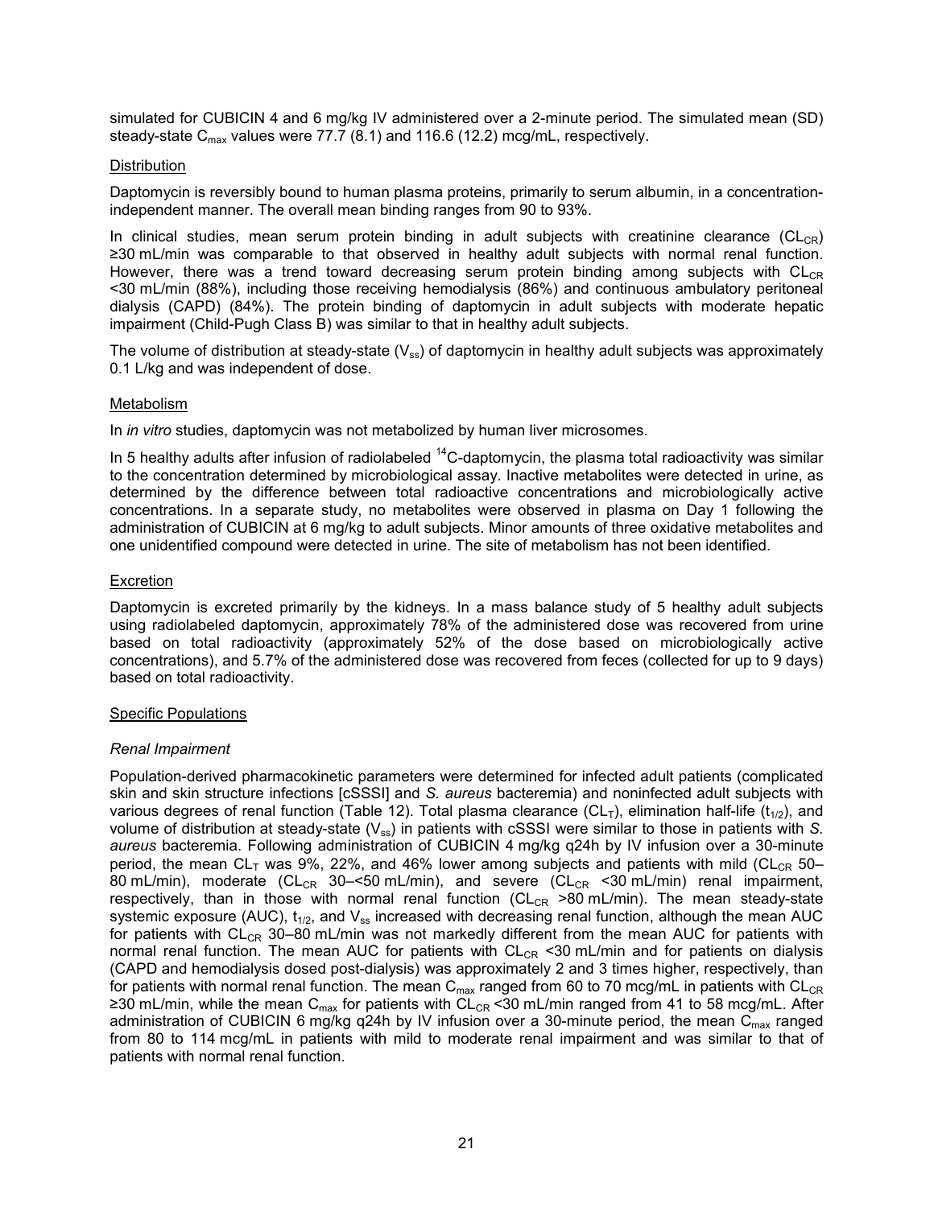simulated for CUBICIN 4 and 6 mg/kg IV administered over a 2-minute period. The simulated mean (SD) steady-state $C_{max}$ values were 77.7 (8.1) and 116.6 (12.2) mcg/mL, respectively.

Distribution

Daptomycin is reversibly bound to human plasma proteins, primarily to serum albumin, in a concentration-independent manner. The overall mean binding ranges from 90 to 93%.

In clinical studies, mean serum protein binding in adult subjects with creatinine clearance ($CL_{CR}$) ≥30 mL/min was comparable to that observed in healthy adult subjects with normal renal function. However, there was a trend toward decreasing serum protein binding among subjects with $CL_{CR}$ <30 mL/min (88%), including those receiving hemodialysis (86%) and continuous ambulatory peritoneal dialysis (CAPD) (84%). The protein binding of daptomycin in adult subjects with moderate hepatic impairment (Child-Pugh Class B) was similar to that in healthy adult subjects.

The volume of distribution at steady-state ($V_{ss}$) of daptomycin in healthy adult subjects was approximately 0.1 L/kg and was independent of dose.

Metabolism

In *in vitro* studies, daptomycin was not metabolized by human liver microsomes.

In 5 healthy adults after infusion of radiolabeled $^{14}$C-daptomycin, the plasma total radioactivity was similar to the concentration determined by microbiological assay. Inactive metabolites were detected in urine, as determined by the difference between total radioactive concentrations and microbiologically active concentrations. In a separate study, no metabolites were observed in plasma on Day 1 following the administration of CUBICIN at 6 mg/kg to adult subjects. Minor amounts of three oxidative metabolites and one unidentified compound were detected in urine. The site of metabolism has not been identified.

Excretion

Daptomycin is excreted primarily by the kidneys. In a mass balance study of 5 healthy adult subjects using radiolabeled daptomycin, approximately 78% of the administered dose was recovered from urine based on total radioactivity (approximately 52% of the dose based on microbiologically active concentrations), and 5.7% of the administered dose was recovered from feces (collected for up to 9 days) based on total radioactivity.

Specific Populations

*Renal Impairment*

Population-derived pharmacokinetic parameters were determined for infected adult patients (complicated skin and skin structure infections [cSSSI] and *S. aureus* bacteremia) and noninfected adult subjects with various degrees of renal function (Table 12). Total plasma clearance ($CL_T$), elimination half-life ($t_{1/2}$), and volume of distribution at steady-state ($V_{ss}$) in patients with cSSSI were similar to those in patients with *S. aureus* bacteremia. Following administration of CUBICIN 4 mg/kg q24h by IV infusion over a 30-minute period, the mean $CL_T$ was 9%, 22%, and 46% lower among subjects and patients with mild ($CL_{CR}$ 50–80 mL/min), moderate ($CL_{CR}$ 30–<50 mL/min), and severe ($CL_{CR}$ <30 mL/min) renal impairment, respectively, than in those with normal renal function ($CL_{CR}$ >80 mL/min). The mean steady-state systemic exposure (AUC), $t_{1/2}$, and $V_{ss}$ increased with decreasing renal function, although the mean AUC for patients with $CL_{CR}$ 30–80 mL/min was not markedly different from the mean AUC for patients with normal renal function. The mean AUC for patients with $CL_{CR}$ <30 mL/min and for patients on dialysis (CAPD and hemodialysis dosed post-dialysis) was approximately 2 and 3 times higher, respectively, than for patients with normal renal function. The mean $C_{max}$ ranged from 60 to 70 mcg/mL in patients with $CL_{CR}$ ≥30 mL/min, while the mean $C_{max}$ for patients with $CL_{CR}$ <30 mL/min ranged from 41 to 58 mcg/mL. After administration of CUBICIN 6 mg/kg q24h by IV infusion over a 30-minute period, the mean $C_{max}$ ranged from 80 to 114 mcg/mL in patients with mild to moderate renal impairment and was similar to that of patients with normal renal function.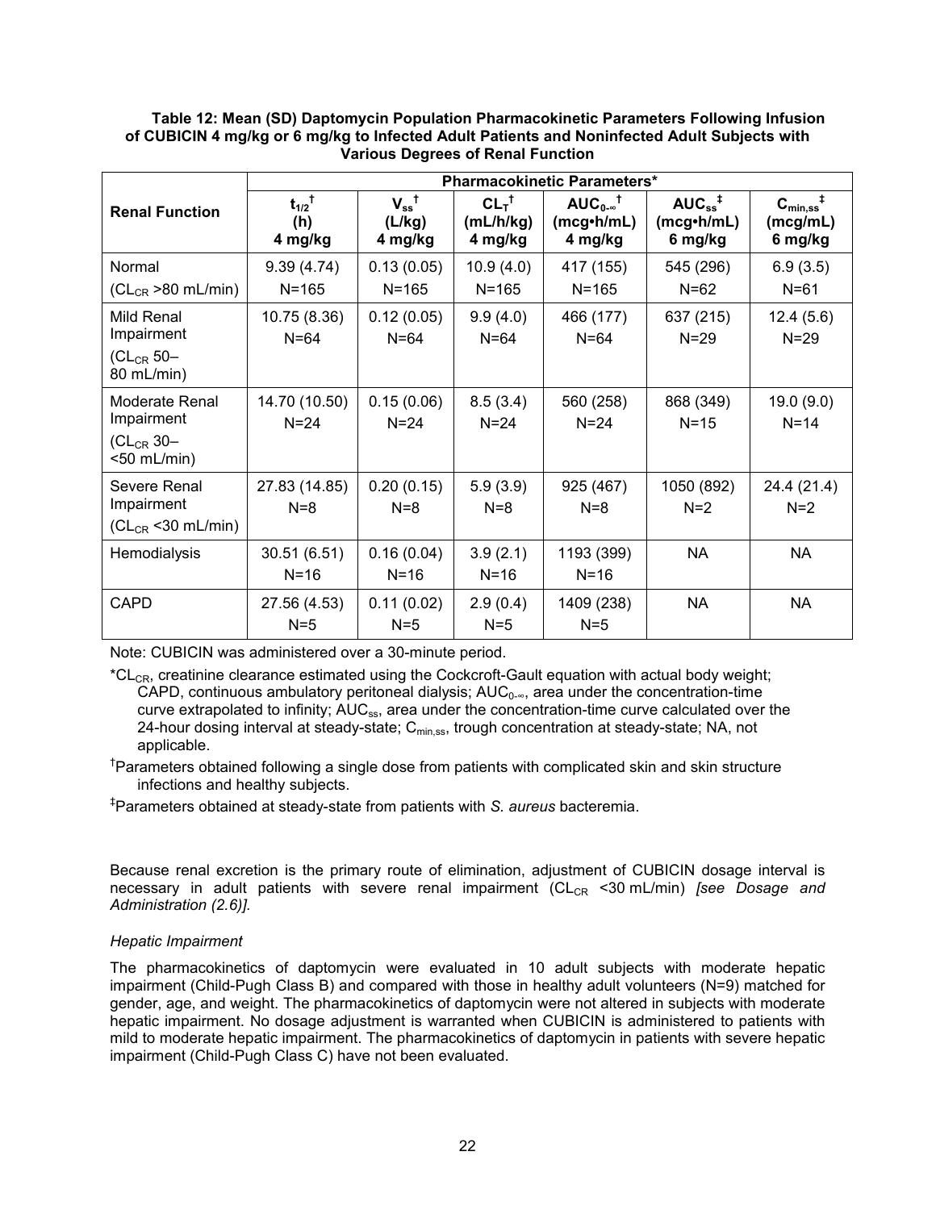**Table 12: Mean (SD) Daptomycin Population Pharmacokinetic Parameters Following Infusion of CUBICIN 4 mg/kg or 6 mg/kg to Infected Adult Patients and Noninfected Adult Subjects with Various Degrees of Renal Function**

| Renal Function | Pharmacokinetic Parameters* | | | | | |
|---|---|---|---|---|---|---|
| | $t_{1/2}$ † (h) 4 mg/kg | $V_{ss}$ † (L/kg) 4 mg/kg | $CL_T$ † (mL/h/kg) 4 mg/kg | $AUC_{0-\infty}$ † (mcg•h/mL) 4 mg/kg | $AUC_{ss}$ ‡ (mcg•h/mL) 6 mg/kg | $C_{min,ss}$ ‡ (mcg/mL) 6 mg/kg |
| Normal ($CL_{CR}$ >80 mL/min) | 9.39 (4.74) N=165 | 0.13 (0.05) N=165 | 10.9 (4.0) N=165 | 417 (155) N=165 | 545 (296) N=62 | 6.9 (3.5) N=61 |
| Mild Renal Impairment ($CL_{CR}$ 50–80 mL/min) | 10.75 (8.36) N=64 | 0.12 (0.05) N=64 | 9.9 (4.0) N=64 | 466 (177) N=64 | 637 (215) N=29 | 12.4 (5.6) N=29 |
| Moderate Renal Impairment ($CL_{CR}$ 30–<50 mL/min) | 14.70 (10.50) N=24 | 0.15 (0.06) N=24 | 8.5 (3.4) N=24 | 560 (258) N=24 | 868 (349) N=15 | 19.0 (9.0) N=14 |
| Severe Renal Impairment ($CL_{CR}$ <30 mL/min) | 27.83 (14.85) N=8 | 0.20 (0.15) N=8 | 5.9 (3.9) N=8 | 925 (467) N=8 | 1050 (892) N=2 | 24.4 (21.4) N=2 |
| Hemodialysis | 30.51 (6.51) N=16 | 0.16 (0.04) N=16 | 3.9 (2.1) N=16 | 1193 (399) N=16 | NA | NA |
| CAPD | 27.56 (4.53) N=5 | 0.11 (0.02) N=5 | 2.9 (0.4) N=5 | 1409 (238) N=5 | NA | NA |

Note: CUBICIN was administered over a 30-minute period.

*$CL_{CR}$, creatinine clearance estimated using the Cockcroft-Gault equation with actual body weight; CAPD, continuous ambulatory peritoneal dialysis; $AUC_{0-\infty}$, area under the concentration-time curve extrapolated to infinity; $AUC_{ss}$, area under the concentration-time curve calculated over the 24-hour dosing interval at steady-state; $C_{min,ss}$, trough concentration at steady-state; NA, not applicable.

†Parameters obtained following a single dose from patients with complicated skin and skin structure infections and healthy subjects.

‡Parameters obtained at steady-state from patients with *S. aureus* bacteremia.

Because renal excretion is the primary route of elimination, adjustment of CUBICIN dosage interval is necessary in adult patients with severe renal impairment ($CL_{CR}$ <30 mL/min) *[see Dosage and Administration (2.6)]*.

*Hepatic Impairment*

The pharmacokinetics of daptomycin were evaluated in 10 adult subjects with moderate hepatic impairment (Child-Pugh Class B) and compared with those in healthy adult volunteers (N=9) matched for gender, age, and weight. The pharmacokinetics of daptomycin were not altered in subjects with moderate hepatic impairment. No dosage adjustment is warranted when CUBICIN is administered to patients with mild to moderate hepatic impairment. The pharmacokinetics of daptomycin in patients with severe hepatic impairment (Child-Pugh Class C) have not been evaluated.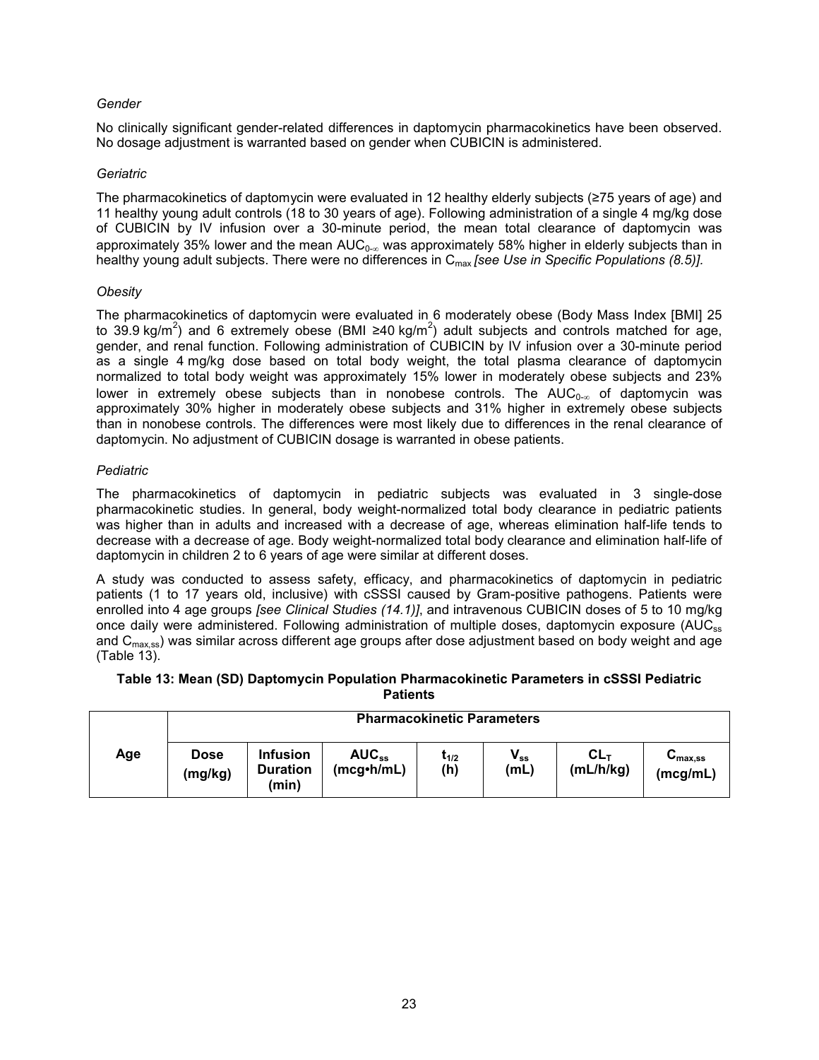*Gender*

No clinically significant gender-related differences in daptomycin pharmacokinetics have been observed. No dosage adjustment is warranted based on gender when CUBICIN is administered.

*Geriatric*

The pharmacokinetics of daptomycin were evaluated in 12 healthy elderly subjects (≥75 years of age) and 11 healthy young adult controls (18 to 30 years of age). Following administration of a single 4 mg/kg dose of CUBICIN by IV infusion over a 30-minute period, the mean total clearance of daptomycin was approximately 35% lower and the mean $AUC_{0-\infty}$ was approximately 58% higher in elderly subjects than in healthy young adult subjects. There were no differences in $C_{max}$ *[see Use in Specific Populations (8.5)]*.

*Obesity*

The pharmacokinetics of daptomycin were evaluated in 6 moderately obese (Body Mass Index [BMI] 25 to 39.9 $kg/m^2$) and 6 extremely obese (BMI ≥40 $kg/m^2$) adult subjects and controls matched for age, gender, and renal function. Following administration of CUBICIN by IV infusion over a 30-minute period as a single 4 mg/kg dose based on total body weight, the total plasma clearance of daptomycin normalized to total body weight was approximately 15% lower in moderately obese subjects and 23% lower in extremely obese subjects than in nonobese controls. The $AUC_{0-\infty}$ of daptomycin was approximately 30% higher in moderately obese subjects and 31% higher in extremely obese subjects than in nonobese controls. The differences were most likely due to differences in the renal clearance of daptomycin. No adjustment of CUBICIN dosage is warranted in obese patients.

*Pediatric*

The pharmacokinetics of daptomycin in pediatric subjects was evaluated in 3 single-dose pharmacokinetic studies. In general, body weight-normalized total body clearance in pediatric patients was higher than in adults and increased with a decrease of age, whereas elimination half-life tends to decrease with a decrease of age. Body weight-normalized total body clearance and elimination half-life of daptomycin in children 2 to 6 years of age were similar at different doses.

A study was conducted to assess safety, efficacy, and pharmacokinetics of daptomycin in pediatric patients (1 to 17 years old, inclusive) with cSSSI caused by Gram-positive pathogens. Patients were enrolled into 4 age groups *[see Clinical Studies (14.1)]*, and intravenous CUBICIN doses of 5 to 10 mg/kg once daily were administered. Following administration of multiple doses, daptomycin exposure ($AUC_{ss}$ and $C_{max,ss}$) was similar across different age groups after dose adjustment based on body weight and age (Table 13).

**Table 13: Mean (SD) Daptomycin Population Pharmacokinetic Parameters in cSSSI Pediatric Patients**

| Age | Pharmacokinetic Parameters | | | | | | |
|---|---|---|---|---|---|---|---|
| | **Dose (mg/kg)** | **Infusion Duration (min)** | **$AUC_{ss}$ (mcg•h/mL)** | **$t_{1/2}$ (h)** | **$V_{ss}$ (mL)** | **$CL_T$ (mL/h/kg)** | **$C_{max,ss}$ (mcg/mL)** |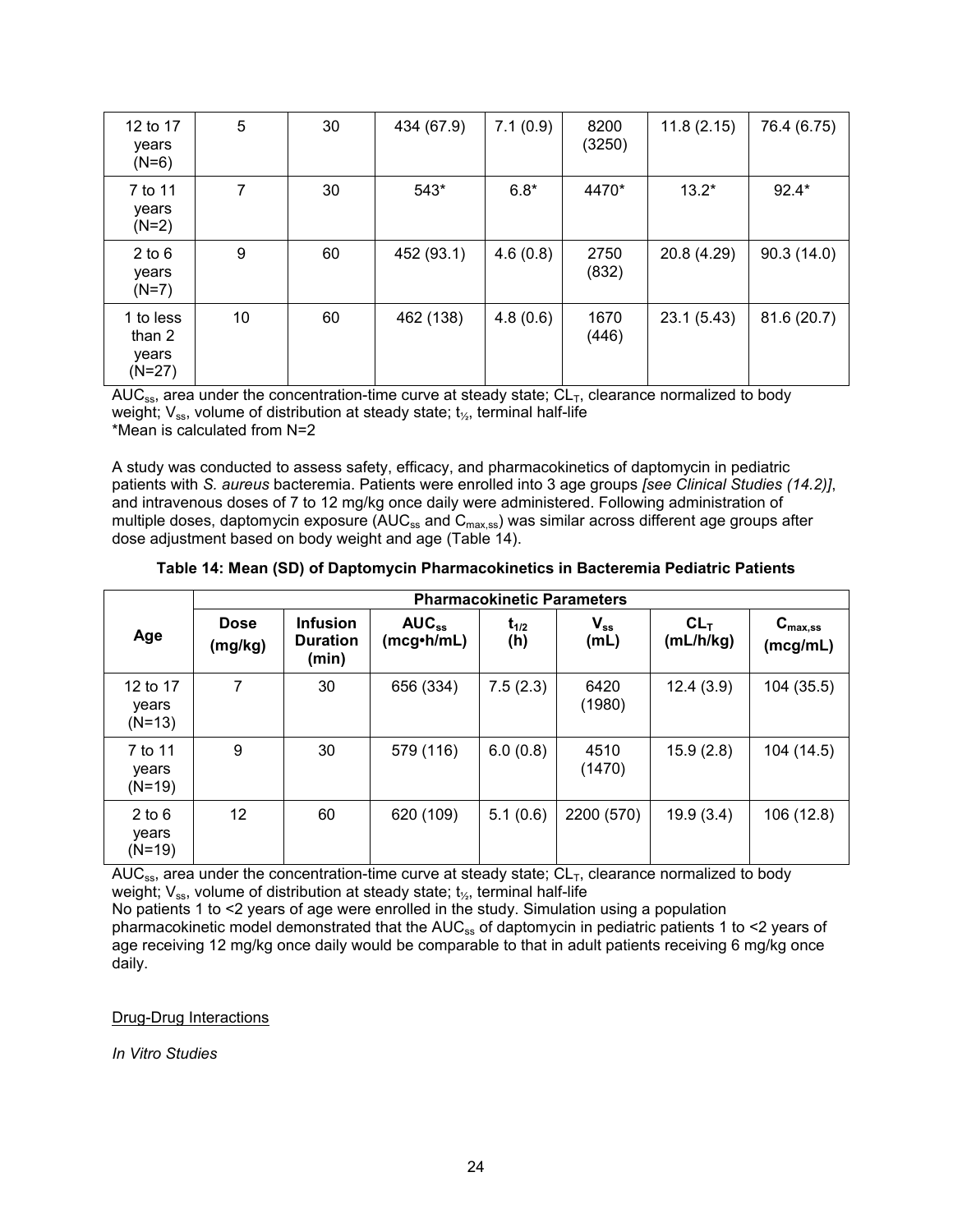| 12 to 17 years (N=6) | 5 | 30 | 434 (67.9) | 7.1 (0.9) | 8200 (3250) | 11.8 (2.15) | 76.4 (6.75) |
|---|---|---|---|---|---|---|---|
| 7 to 11 years (N=2) | 7 | 30 | 543* | 6.8* | 4470* | 13.2* | 92.4* |
| 2 to 6 years (N=7) | 9 | 60 | 452 (93.1) | 4.6 (0.8) | 2750 (832) | 20.8 (4.29) | 90.3 (14.0) |
| 1 to less than 2 years (N=27) | 10 | 60 | 462 (138) | 4.8 (0.6) | 1670 (446) | 23.1 (5.43) | 81.6 (20.7) |

$AUC_{ss}$, area under the concentration-time curve at steady state; $CL_T$, clearance normalized to body weight; $V_{ss}$, volume of distribution at steady state; $t_{½}$, terminal half-life
*Mean is calculated from N=2

A study was conducted to assess safety, efficacy, and pharmacokinetics of daptomycin in pediatric patients with *S. aureus* bacteremia. Patients were enrolled into 3 age groups *[see Clinical Studies (14.2)]*, and intravenous doses of 7 to 12 mg/kg once daily were administered. Following administration of multiple doses, daptomycin exposure ($AUC_{ss}$ and $C_{max,ss}$) was similar across different age groups after dose adjustment based on body weight and age (Table 14).

**Table 14: Mean (SD) of Daptomycin Pharmacokinetics in Bacteremia Pediatric Patients**

| Age | Pharmacokinetic Parameters | | | | | | |
|---|---|---|---|---|---|---|---|
| | **Dose (mg/kg)** | **Infusion Duration (min)** | **$AUC_{ss}$ (mcg•h/mL)** | **$t_{1/2}$ (h)** | **$V_{ss}$ (mL)** | **$CL_T$ (mL/h/kg)** | **$C_{max,ss}$ (mcg/mL)** |
| 12 to 17 years (N=13) | 7 | 30 | 656 (334) | 7.5 (2.3) | 6420 (1980) | 12.4 (3.9) | 104 (35.5) |
| 7 to 11 years (N=19) | 9 | 30 | 579 (116) | 6.0 (0.8) | 4510 (1470) | 15.9 (2.8) | 104 (14.5) |
| 2 to 6 years (N=19) | 12 | 60 | 620 (109) | 5.1 (0.6) | 2200 (570) | 19.9 (3.4) | 106 (12.8) |

$AUC_{ss}$, area under the concentration-time curve at steady state; $CL_T$, clearance normalized to body weight; $V_{ss}$, volume of distribution at steady state; $t_{½}$, terminal half-life
No patients 1 to <2 years of age were enrolled in the study. Simulation using a population pharmacokinetic model demonstrated that the $AUC_{ss}$ of daptomycin in pediatric patients 1 to <2 years of age receiving 12 mg/kg once daily would be comparable to that in adult patients receiving 6 mg/kg once daily.

Drug-Drug Interactions

*In Vitro Studies*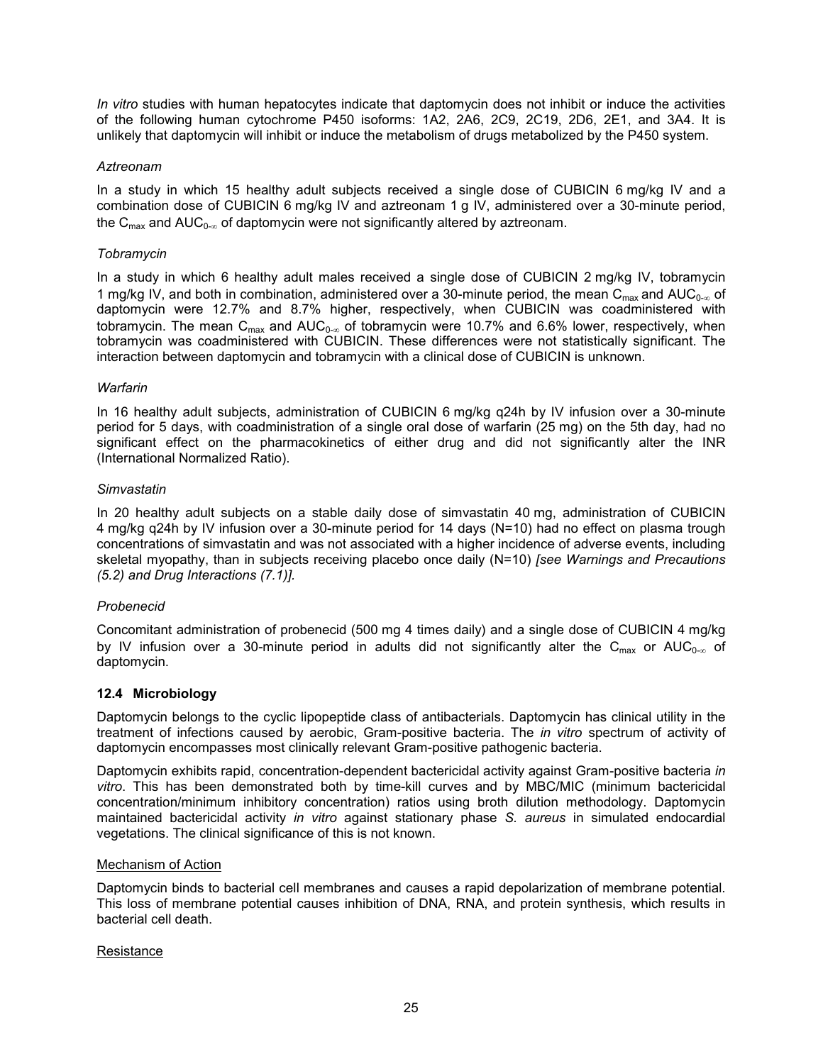*In vitro* studies with human hepatocytes indicate that daptomycin does not inhibit or induce the activities of the following human cytochrome P450 isoforms: 1A2, 2A6, 2C9, 2C19, 2D6, 2E1, and 3A4. It is unlikely that daptomycin will inhibit or induce the metabolism of drugs metabolized by the P450 system.

*Aztreonam*

In a study in which 15 healthy adult subjects received a single dose of CUBICIN 6 mg/kg IV and a combination dose of CUBICIN 6 mg/kg IV and aztreonam 1 g IV, administered over a 30-minute period, the $C_{max}$ and $AUC_{0-\infty}$ of daptomycin were not significantly altered by aztreonam.

*Tobramycin*

In a study in which 6 healthy adult males received a single dose of CUBICIN 2 mg/kg IV, tobramycin 1 mg/kg IV, and both in combination, administered over a 30-minute period, the mean $C_{max}$ and $AUC_{0-\infty}$ of daptomycin were 12.7% and 8.7% higher, respectively, when CUBICIN was coadministered with tobramycin. The mean $C_{max}$ and $AUC_{0-\infty}$ of tobramycin were 10.7% and 6.6% lower, respectively, when tobramycin was coadministered with CUBICIN. These differences were not statistically significant. The interaction between daptomycin and tobramycin with a clinical dose of CUBICIN is unknown.

*Warfarin*

In 16 healthy adult subjects, administration of CUBICIN 6 mg/kg q24h by IV infusion over a 30-minute period for 5 days, with coadministration of a single oral dose of warfarin (25 mg) on the 5th day, had no significant effect on the pharmacokinetics of either drug and did not significantly alter the INR (International Normalized Ratio).

*Simvastatin*

In 20 healthy adult subjects on a stable daily dose of simvastatin 40 mg, administration of CUBICIN 4 mg/kg q24h by IV infusion over a 30-minute period for 14 days (N=10) had no effect on plasma trough concentrations of simvastatin and was not associated with a higher incidence of adverse events, including skeletal myopathy, than in subjects receiving placebo once daily (N=10) *[see Warnings and Precautions (5.2) and Drug Interactions (7.1)].*

*Probenecid*

Concomitant administration of probenecid (500 mg 4 times daily) and a single dose of CUBICIN 4 mg/kg by IV infusion over a 30-minute period in adults did not significantly alter the $C_{max}$ or $AUC_{0-\infty}$ of daptomycin.

### 12.4 Microbiology

Daptomycin belongs to the cyclic lipopeptide class of antibacterials. Daptomycin has clinical utility in the treatment of infections caused by aerobic, Gram-positive bacteria. The *in vitro* spectrum of activity of daptomycin encompasses most clinically relevant Gram-positive pathogenic bacteria.

Daptomycin exhibits rapid, concentration-dependent bactericidal activity against Gram-positive bacteria *in vitro*. This has been demonstrated both by time-kill curves and by MBC/MIC (minimum bactericidal concentration/minimum inhibitory concentration) ratios using broth dilution methodology. Daptomycin maintained bactericidal activity *in vitro* against stationary phase *S. aureus* in simulated endocardial vegetations. The clinical significance of this is not known.

Mechanism of Action

Daptomycin binds to bacterial cell membranes and causes a rapid depolarization of membrane potential. This loss of membrane potential causes inhibition of DNA, RNA, and protein synthesis, which results in bacterial cell death.

Resistance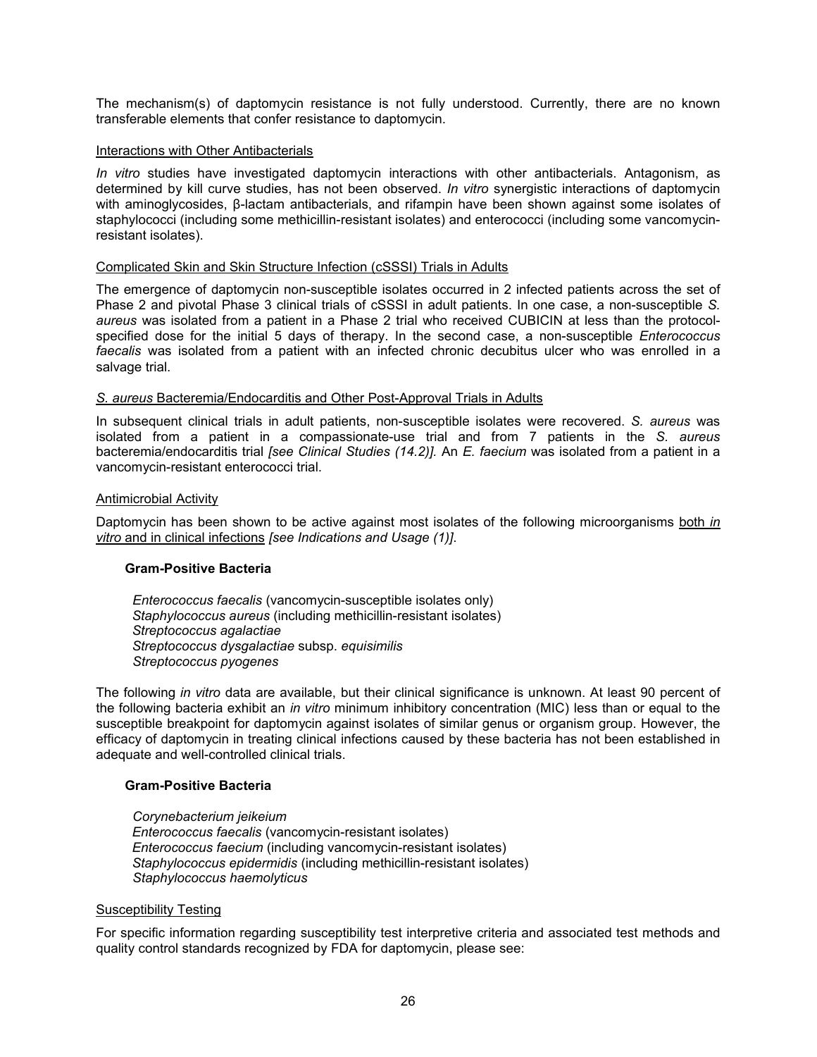The mechanism(s) of daptomycin resistance is not fully understood. Currently, there are no known transferable elements that confer resistance to daptomycin.

Interactions with Other Antibacterials

*In vitro* studies have investigated daptomycin interactions with other antibacterials. Antagonism, as determined by kill curve studies, has not been observed. *In vitro* synergistic interactions of daptomycin with aminoglycosides, β-lactam antibacterials, and rifampin have been shown against some isolates of staphylococci (including some methicillin-resistant isolates) and enterococci (including some vancomycin-resistant isolates).

Complicated Skin and Skin Structure Infection (cSSSI) Trials in Adults

The emergence of daptomycin non-susceptible isolates occurred in 2 infected patients across the set of Phase 2 and pivotal Phase 3 clinical trials of cSSSI in adult patients. In one case, a non-susceptible *S. aureus* was isolated from a patient in a Phase 2 trial who received CUBICIN at less than the protocol-specified dose for the initial 5 days of therapy. In the second case, a non-susceptible *Enterococcus faecalis* was isolated from a patient with an infected chronic decubitus ulcer who was enrolled in a salvage trial.

*S. aureus* Bacteremia/Endocarditis and Other Post-Approval Trials in Adults

In subsequent clinical trials in adult patients, non-susceptible isolates were recovered. *S. aureus* was isolated from a patient in a compassionate-use trial and from 7 patients in the *S. aureus* bacteremia/endocarditis trial *[see Clinical Studies (14.2)]*. An *E. faecium* was isolated from a patient in a vancomycin-resistant enterococci trial.

Antimicrobial Activity

Daptomycin has been shown to be active against most isolates of the following microorganisms both *in vitro* and in clinical infections *[see Indications and Usage (1)]*.

**Gram-Positive Bacteria**

*Enterococcus faecalis* (vancomycin-susceptible isolates only)
*Staphylococcus aureus* (including methicillin-resistant isolates)
*Streptococcus agalactiae*
*Streptococcus dysgalactiae* subsp. *equisimilis*
*Streptococcus pyogenes*

The following *in vitro* data are available, but their clinical significance is unknown. At least 90 percent of the following bacteria exhibit an *in vitro* minimum inhibitory concentration (MIC) less than or equal to the susceptible breakpoint for daptomycin against isolates of similar genus or organism group. However, the efficacy of daptomycin in treating clinical infections caused by these bacteria has not been established in adequate and well-controlled clinical trials.

**Gram-Positive Bacteria**

*Corynebacterium jeikeium*
*Enterococcus faecalis* (vancomycin-resistant isolates)
*Enterococcus faecium* (including vancomycin-resistant isolates)
*Staphylococcus epidermidis* (including methicillin-resistant isolates)
*Staphylococcus haemolyticus*

Susceptibility Testing

For specific information regarding susceptibility test interpretive criteria and associated test methods and quality control standards recognized by FDA for daptomycin, please see: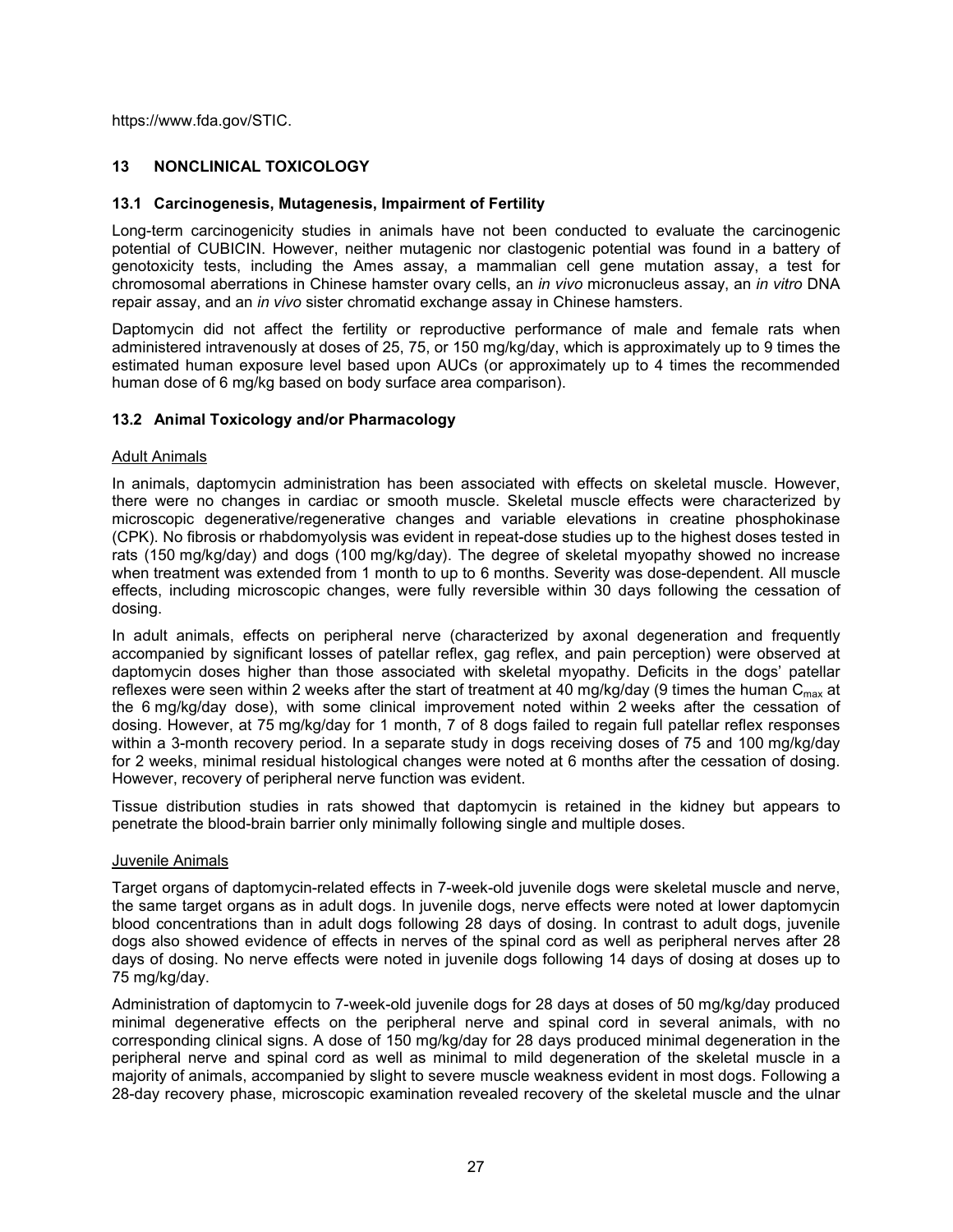https://www.fda.gov/STIC.

## 13 NONCLINICAL TOXICOLOGY

### 13.1 Carcinogenesis, Mutagenesis, Impairment of Fertility

Long-term carcinogenicity studies in animals have not been conducted to evaluate the carcinogenic potential of CUBICIN. However, neither mutagenic nor clastogenic potential was found in a battery of genotoxicity tests, including the Ames assay, a mammalian cell gene mutation assay, a test for chromosomal aberrations in Chinese hamster ovary cells, an *in vivo* micronucleus assay, an *in vitro* DNA repair assay, and an *in vivo* sister chromatid exchange assay in Chinese hamsters.

Daptomycin did not affect the fertility or reproductive performance of male and female rats when administered intravenously at doses of 25, 75, or 150 mg/kg/day, which is approximately up to 9 times the estimated human exposure level based upon AUCs (or approximately up to 4 times the recommended human dose of 6 mg/kg based on body surface area comparison).

### 13.2 Animal Toxicology and/or Pharmacology

Adult Animals

In animals, daptomycin administration has been associated with effects on skeletal muscle. However, there were no changes in cardiac or smooth muscle. Skeletal muscle effects were characterized by microscopic degenerative/regenerative changes and variable elevations in creatine phosphokinase (CPK). No fibrosis or rhabdomyolysis was evident in repeat-dose studies up to the highest doses tested in rats (150 mg/kg/day) and dogs (100 mg/kg/day). The degree of skeletal myopathy showed no increase when treatment was extended from 1 month to up to 6 months. Severity was dose-dependent. All muscle effects, including microscopic changes, were fully reversible within 30 days following the cessation of dosing.

In adult animals, effects on peripheral nerve (characterized by axonal degeneration and frequently accompanied by significant losses of patellar reflex, gag reflex, and pain perception) were observed at daptomycin doses higher than those associated with skeletal myopathy. Deficits in the dogs' patellar reflexes were seen within 2 weeks after the start of treatment at 40 mg/kg/day (9 times the human $C_{max}$ at the 6 mg/kg/day dose), with some clinical improvement noted within 2 weeks after the cessation of dosing. However, at 75 mg/kg/day for 1 month, 7 of 8 dogs failed to regain full patellar reflex responses within a 3-month recovery period. In a separate study in dogs receiving doses of 75 and 100 mg/kg/day for 2 weeks, minimal residual histological changes were noted at 6 months after the cessation of dosing. However, recovery of peripheral nerve function was evident.

Tissue distribution studies in rats showed that daptomycin is retained in the kidney but appears to penetrate the blood-brain barrier only minimally following single and multiple doses.

Juvenile Animals

Target organs of daptomycin-related effects in 7-week-old juvenile dogs were skeletal muscle and nerve, the same target organs as in adult dogs. In juvenile dogs, nerve effects were noted at lower daptomycin blood concentrations than in adult dogs following 28 days of dosing. In contrast to adult dogs, juvenile dogs also showed evidence of effects in nerves of the spinal cord as well as peripheral nerves after 28 days of dosing. No nerve effects were noted in juvenile dogs following 14 days of dosing at doses up to 75 mg/kg/day.

Administration of daptomycin to 7-week-old juvenile dogs for 28 days at doses of 50 mg/kg/day produced minimal degenerative effects on the peripheral nerve and spinal cord in several animals, with no corresponding clinical signs. A dose of 150 mg/kg/day for 28 days produced minimal degeneration in the peripheral nerve and spinal cord as well as minimal to mild degeneration of the skeletal muscle in a majority of animals, accompanied by slight to severe muscle weakness evident in most dogs. Following a 28-day recovery phase, microscopic examination revealed recovery of the skeletal muscle and the ulnar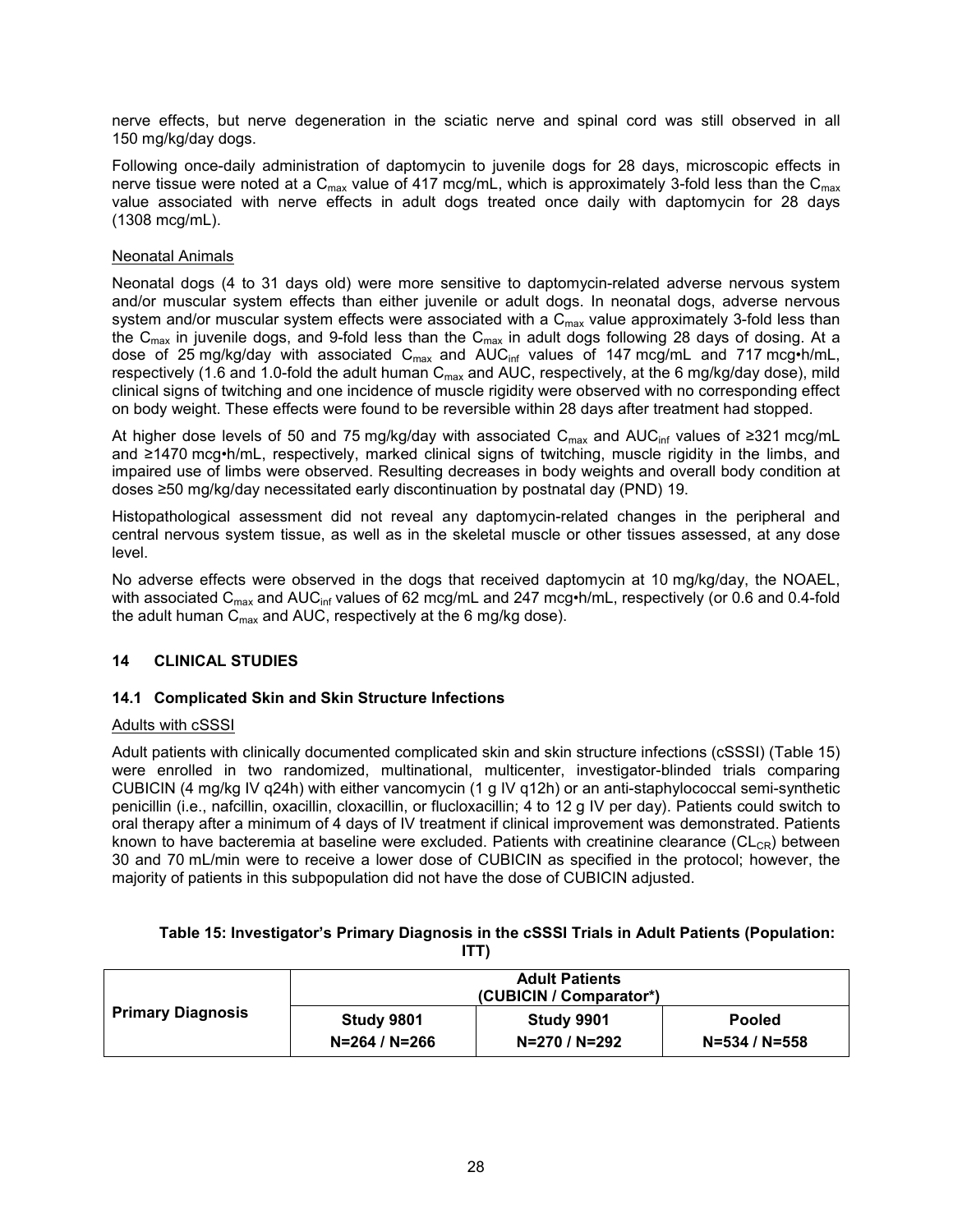nerve effects, but nerve degeneration in the sciatic nerve and spinal cord was still observed in all 150 mg/kg/day dogs.

Following once-daily administration of daptomycin to juvenile dogs for 28 days, microscopic effects in nerve tissue were noted at a $C_{max}$ value of 417 mcg/mL, which is approximately 3-fold less than the $C_{max}$ value associated with nerve effects in adult dogs treated once daily with daptomycin for 28 days (1308 mcg/mL).

Neonatal Animals

Neonatal dogs (4 to 31 days old) were more sensitive to daptomycin-related adverse nervous system and/or muscular system effects than either juvenile or adult dogs. In neonatal dogs, adverse nervous system and/or muscular system effects were associated with a $C_{max}$ value approximately 3-fold less than the $C_{max}$ in juvenile dogs, and 9-fold less than the $C_{max}$ in adult dogs following 28 days of dosing. At a dose of 25 mg/kg/day with associated $C_{max}$ and $AUC_{inf}$ values of 147 mcg/mL and 717 mcg•h/mL, respectively (1.6 and 1.0-fold the adult human $C_{max}$ and AUC, respectively, at the 6 mg/kg/day dose), mild clinical signs of twitching and one incidence of muscle rigidity were observed with no corresponding effect on body weight. These effects were found to be reversible within 28 days after treatment had stopped.

At higher dose levels of 50 and 75 mg/kg/day with associated $C_{max}$ and $AUC_{inf}$ values of ≥321 mcg/mL and ≥1470 mcg•h/mL, respectively, marked clinical signs of twitching, muscle rigidity in the limbs, and impaired use of limbs were observed. Resulting decreases in body weights and overall body condition at doses ≥50 mg/kg/day necessitated early discontinuation by postnatal day (PND) 19.

Histopathological assessment did not reveal any daptomycin-related changes in the peripheral and central nervous system tissue, as well as in the skeletal muscle or other tissues assessed, at any dose level.

No adverse effects were observed in the dogs that received daptomycin at 10 mg/kg/day, the NOAEL, with associated $C_{max}$ and $AUC_{inf}$ values of 62 mcg/mL and 247 mcg•h/mL, respectively (or 0.6 and 0.4-fold the adult human $C_{max}$ and AUC, respectively at the 6 mg/kg dose).

## 14 CLINICAL STUDIES

### 14.1 Complicated Skin and Skin Structure Infections

Adults with cSSSI

Adult patients with clinically documented complicated skin and skin structure infections (cSSSI) (Table 15) were enrolled in two randomized, multinational, multicenter, investigator-blinded trials comparing CUBICIN (4 mg/kg IV q24h) with either vancomycin (1 g IV q12h) or an anti-staphylococcal semi-synthetic penicillin (i.e., nafcillin, oxacillin, cloxacillin, or flucloxacillin; 4 to 12 g IV per day). Patients could switch to oral therapy after a minimum of 4 days of IV treatment if clinical improvement was demonstrated. Patients known to have bacteremia at baseline were excluded. Patients with creatinine clearance ($CL_{CR}$) between 30 and 70 mL/min were to receive a lower dose of CUBICIN as specified in the protocol; however, the majority of patients in this subpopulation did not have the dose of CUBICIN adjusted.

**Table 15: Investigator's Primary Diagnosis in the cSSSI Trials in Adult Patients (Population: ITT)**

| Primary Diagnosis | Adult Patients (CUBICIN / Comparator*) | | |
|---|---|---|---|
| | Study 9801 N=264 / N=266 | Study 9901 N=270 / N=292 | Pooled N=534 / N=558 |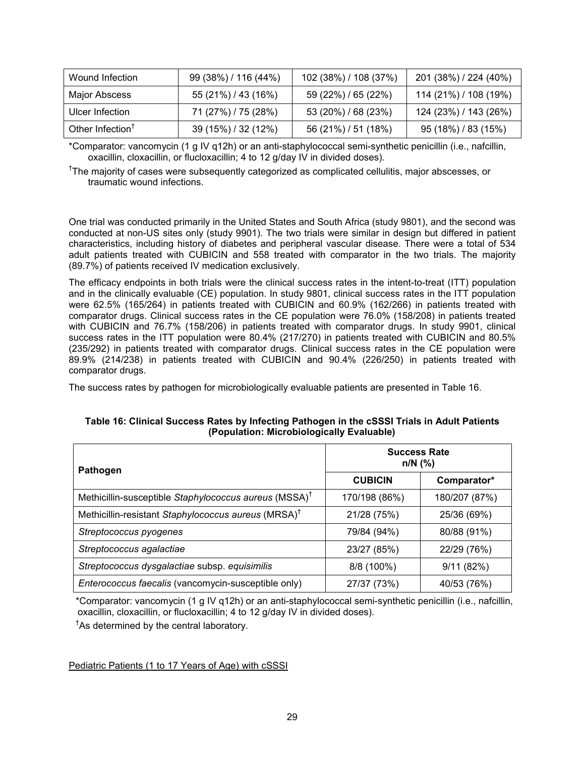| Wound Infection | 99 (38%) / 116 (44%) | 102 (38%) / 108 (37%) | 201 (38%) / 224 (40%) |
|---|---|---|---|
| Major Abscess | 55 (21%) / 43 (16%) | 59 (22%) / 65 (22%) | 114 (21%) / 108 (19%) |
| Ulcer Infection | 71 (27%) / 75 (28%) | 53 (20%) / 68 (23%) | 124 (23%) / 143 (26%) |
| Other Infection† | 39 (15%) / 32 (12%) | 56 (21%) / 51 (18%) | 95 (18%) / 83 (15%) |

*Comparator: vancomycin (1 g IV q12h) or an anti-staphylococcal semi-synthetic penicillin (i.e., nafcillin, oxacillin, cloxacillin, or flucloxacillin; 4 to 12 g/day IV in divided doses).

†The majority of cases were subsequently categorized as complicated cellulitis, major abscesses, or traumatic wound infections.

One trial was conducted primarily in the United States and South Africa (study 9801), and the second was conducted at non-US sites only (study 9901). The two trials were similar in design but differed in patient characteristics, including history of diabetes and peripheral vascular disease. There were a total of 534 adult patients treated with CUBICIN and 558 treated with comparator in the two trials. The majority (89.7%) of patients received IV medication exclusively.

The efficacy endpoints in both trials were the clinical success rates in the intent-to-treat (ITT) population and in the clinically evaluable (CE) population. In study 9801, clinical success rates in the ITT population were 62.5% (165/264) in patients treated with CUBICIN and 60.9% (162/266) in patients treated with comparator drugs. Clinical success rates in the CE population were 76.0% (158/208) in patients treated with CUBICIN and 76.7% (158/206) in patients treated with comparator drugs. In study 9901, clinical success rates in the ITT population were 80.4% (217/270) in patients treated with CUBICIN and 80.5% (235/292) in patients treated with comparator drugs. Clinical success rates in the CE population were 89.9% (214/238) in patients treated with CUBICIN and 90.4% (226/250) in patients treated with comparator drugs.

The success rates by pathogen for microbiologically evaluable patients are presented in Table 16.

**Table 16: Clinical Success Rates by Infecting Pathogen in the cSSSI Trials in Adult Patients (Population: Microbiologically Evaluable)**

| Pathogen | Success Rate n/N (%) | |
|---|---|---|
| | **CUBICIN** | **Comparator*** |
| Methicillin-susceptible *Staphylococcus aureus* (MSSA)† | 170/198 (86%) | 180/207 (87%) |
| Methicillin-resistant *Staphylococcus aureus* (MRSA)† | 21/28 (75%) | 25/36 (69%) |
| *Streptococcus pyogenes* | 79/84 (94%) | 80/88 (91%) |
| *Streptococcus agalactiae* | 23/27 (85%) | 22/29 (76%) |
| *Streptococcus dysgalactiae* subsp. *equisimilis* | 8/8 (100%) | 9/11 (82%) |
| *Enterococcus faecalis* (vancomycin-susceptible only) | 27/37 (73%) | 40/53 (76%) |

*Comparator: vancomycin (1 g IV q12h) or an anti-staphylococcal semi-synthetic penicillin (i.e., nafcillin, oxacillin, cloxacillin, or flucloxacillin; 4 to 12 g/day IV in divided doses).

†As determined by the central laboratory.

Pediatric Patients (1 to 17 Years of Age) with cSSSI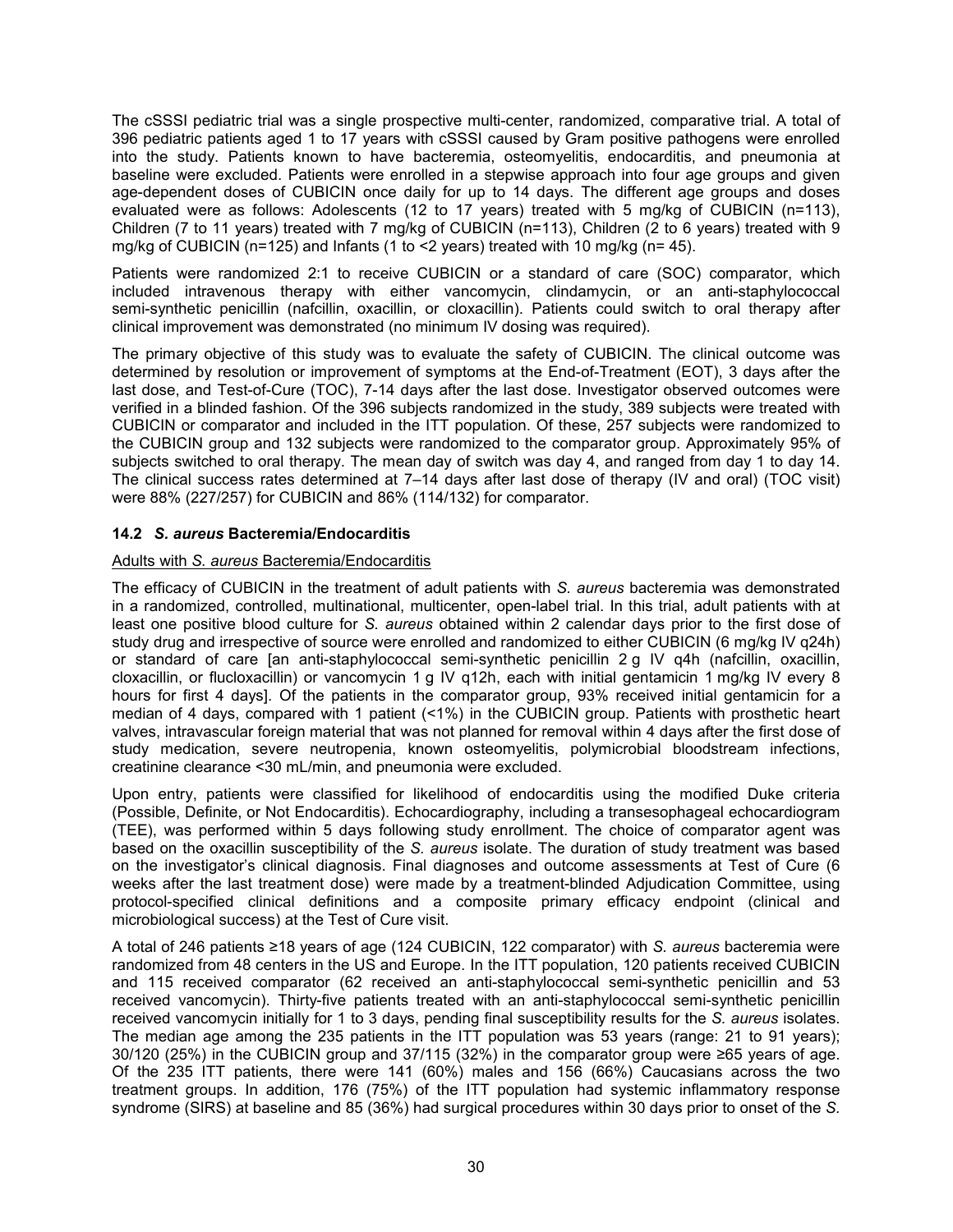The cSSSI pediatric trial was a single prospective multi-center, randomized, comparative trial. A total of 396 pediatric patients aged 1 to 17 years with cSSSI caused by Gram positive pathogens were enrolled into the study. Patients known to have bacteremia, osteomyelitis, endocarditis, and pneumonia at baseline were excluded. Patients were enrolled in a stepwise approach into four age groups and given age-dependent doses of CUBICIN once daily for up to 14 days. The different age groups and doses evaluated were as follows: Adolescents (12 to 17 years) treated with 5 mg/kg of CUBICIN (n=113), Children (7 to 11 years) treated with 7 mg/kg of CUBICIN (n=113), Children (2 to 6 years) treated with 9 mg/kg of CUBICIN (n=125) and Infants (1 to <2 years) treated with 10 mg/kg (n= 45).

Patients were randomized 2:1 to receive CUBICIN or a standard of care (SOC) comparator, which included intravenous therapy with either vancomycin, clindamycin, or an anti-staphylococcal semi-synthetic penicillin (nafcillin, oxacillin, or cloxacillin). Patients could switch to oral therapy after clinical improvement was demonstrated (no minimum IV dosing was required).

The primary objective of this study was to evaluate the safety of CUBICIN. The clinical outcome was determined by resolution or improvement of symptoms at the End-of-Treatment (EOT), 3 days after the last dose, and Test-of-Cure (TOC), 7-14 days after the last dose. Investigator observed outcomes were verified in a blinded fashion. Of the 396 subjects randomized in the study, 389 subjects were treated with CUBICIN or comparator and included in the ITT population. Of these, 257 subjects were randomized to the CUBICIN group and 132 subjects were randomized to the comparator group. Approximately 95% of subjects switched to oral therapy. The mean day of switch was day 4, and ranged from day 1 to day 14. The clinical success rates determined at 7–14 days after last dose of therapy (IV and oral) (TOC visit) were 88% (227/257) for CUBICIN and 86% (114/132) for comparator.

### 14.2 *S. aureus* Bacteremia/Endocarditis

Adults with *S. aureus* Bacteremia/Endocarditis

The efficacy of CUBICIN in the treatment of adult patients with *S. aureus* bacteremia was demonstrated in a randomized, controlled, multinational, multicenter, open-label trial. In this trial, adult patients with at least one positive blood culture for *S. aureus* obtained within 2 calendar days prior to the first dose of study drug and irrespective of source were enrolled and randomized to either CUBICIN (6 mg/kg IV q24h) or standard of care [an anti-staphylococcal semi-synthetic penicillin 2 g IV q4h (nafcillin, oxacillin, cloxacillin, or flucloxacillin) or vancomycin 1 g IV q12h, each with initial gentamicin 1 mg/kg IV every 8 hours for first 4 days]. Of the patients in the comparator group, 93% received initial gentamicin for a median of 4 days, compared with 1 patient (<1%) in the CUBICIN group. Patients with prosthetic heart valves, intravascular foreign material that was not planned for removal within 4 days after the first dose of study medication, severe neutropenia, known osteomyelitis, polymicrobial bloodstream infections, creatinine clearance <30 mL/min, and pneumonia were excluded.

Upon entry, patients were classified for likelihood of endocarditis using the modified Duke criteria (Possible, Definite, or Not Endocarditis). Echocardiography, including a transesophageal echocardiogram (TEE), was performed within 5 days following study enrollment. The choice of comparator agent was based on the oxacillin susceptibility of the *S. aureus* isolate. The duration of study treatment was based on the investigator's clinical diagnosis. Final diagnoses and outcome assessments at Test of Cure (6 weeks after the last treatment dose) were made by a treatment-blinded Adjudication Committee, using protocol-specified clinical definitions and a composite primary efficacy endpoint (clinical and microbiological success) at the Test of Cure visit.

A total of 246 patients ≥18 years of age (124 CUBICIN, 122 comparator) with *S. aureus* bacteremia were randomized from 48 centers in the US and Europe. In the ITT population, 120 patients received CUBICIN and 115 received comparator (62 received an anti-staphylococcal semi-synthetic penicillin and 53 received vancomycin). Thirty-five patients treated with an anti-staphylococcal semi-synthetic penicillin received vancomycin initially for 1 to 3 days, pending final susceptibility results for the *S. aureus* isolates. The median age among the 235 patients in the ITT population was 53 years (range: 21 to 91 years); 30/120 (25%) in the CUBICIN group and 37/115 (32%) in the comparator group were ≥65 years of age. Of the 235 ITT patients, there were 141 (60%) males and 156 (66%) Caucasians across the two treatment groups. In addition, 176 (75%) of the ITT population had systemic inflammatory response syndrome (SIRS) at baseline and 85 (36%) had surgical procedures within 30 days prior to onset of the *S.*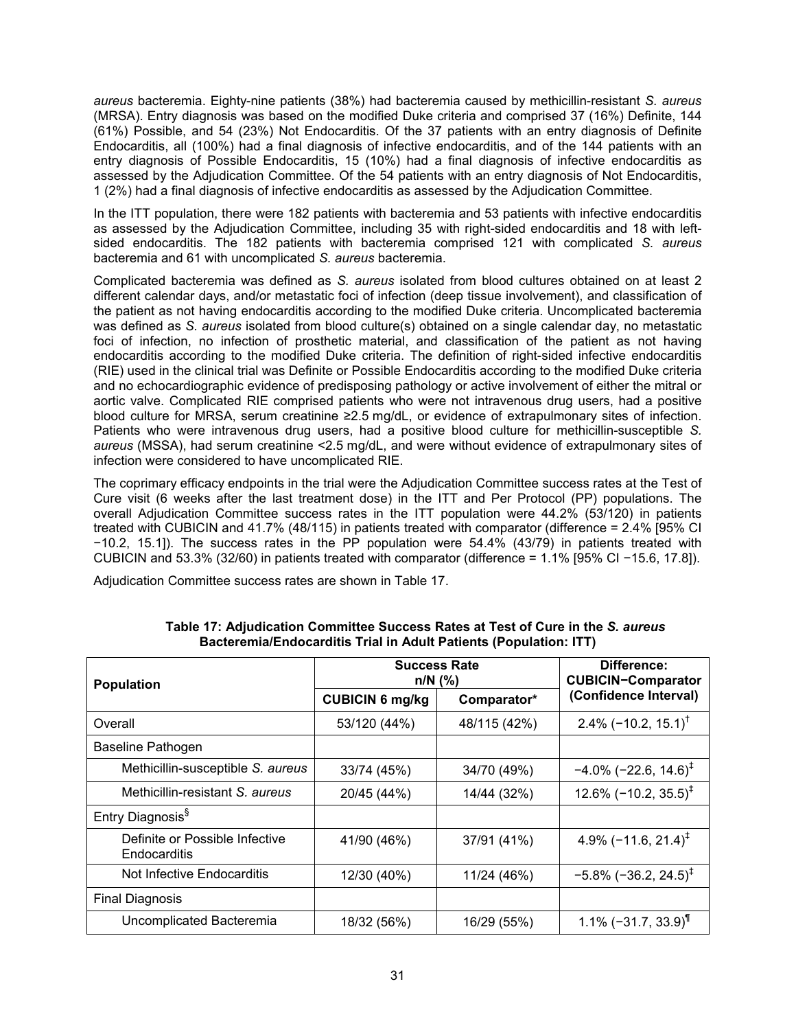*aureus* bacteremia. Eighty-nine patients (38%) had bacteremia caused by methicillin-resistant *S. aureus* (MRSA). Entry diagnosis was based on the modified Duke criteria and comprised 37 (16%) Definite, 144 (61%) Possible, and 54 (23%) Not Endocarditis. Of the 37 patients with an entry diagnosis of Definite Endocarditis, all (100%) had a final diagnosis of infective endocarditis, and of the 144 patients with an entry diagnosis of Possible Endocarditis, 15 (10%) had a final diagnosis of infective endocarditis as assessed by the Adjudication Committee. Of the 54 patients with an entry diagnosis of Not Endocarditis, 1 (2%) had a final diagnosis of infective endocarditis as assessed by the Adjudication Committee.

In the ITT population, there were 182 patients with bacteremia and 53 patients with infective endocarditis as assessed by the Adjudication Committee, including 35 with right-sided endocarditis and 18 with left-sided endocarditis. The 182 patients with bacteremia comprised 121 with complicated *S. aureus* bacteremia and 61 with uncomplicated *S. aureus* bacteremia.

Complicated bacteremia was defined as *S. aureus* isolated from blood cultures obtained on at least 2 different calendar days, and/or metastatic foci of infection (deep tissue involvement), and classification of the patient as not having endocarditis according to the modified Duke criteria. Uncomplicated bacteremia was defined as *S. aureus* isolated from blood culture(s) obtained on a single calendar day, no metastatic foci of infection, no infection of prosthetic material, and classification of the patient as not having endocarditis according to the modified Duke criteria. The definition of right-sided infective endocarditis (RIE) used in the clinical trial was Definite or Possible Endocarditis according to the modified Duke criteria and no echocardiographic evidence of predisposing pathology or active involvement of either the mitral or aortic valve. Complicated RIE comprised patients who were not intravenous drug users, had a positive blood culture for MRSA, serum creatinine ≥2.5 mg/dL, or evidence of extrapulmonary sites of infection. Patients who were intravenous drug users, had a positive blood culture for methicillin-susceptible *S. aureus* (MSSA), had serum creatinine <2.5 mg/dL, and were without evidence of extrapulmonary sites of infection were considered to have uncomplicated RIE.

The coprimary efficacy endpoints in the trial were the Adjudication Committee success rates at the Test of Cure visit (6 weeks after the last treatment dose) in the ITT and Per Protocol (PP) populations. The overall Adjudication Committee success rates in the ITT population were 44.2% (53/120) in patients treated with CUBICIN and 41.7% (48/115) in patients treated with comparator (difference = 2.4% [95% CI −10.2, 15.1]). The success rates in the PP population were 54.4% (43/79) in patients treated with CUBICIN and 53.3% (32/60) in patients treated with comparator (difference = 1.1% [95% CI −15.6, 17.8]).

Adjudication Committee success rates are shown in Table 17.

**Table 17: Adjudication Committee Success Rates at Test of Cure in the *S. aureus* Bacteremia/Endocarditis Trial in Adult Patients (Population: ITT)**

| Population | Success Rate n/N (%) | | Difference: CUBICIN−Comparator (Confidence Interval) |
|---|---|---|---|
| | CUBICIN 6 mg/kg | Comparator* | |
| Overall | 53/120 (44%) | 48/115 (42%) | 2.4% (−10.2, 15.1)[†] |
| Baseline Pathogen | | | |
| Methicillin-susceptible *S. aureus* | 33/74 (45%) | 34/70 (49%) | −4.0% (−22.6, 14.6)[‡] |
| Methicillin-resistant *S. aureus* | 20/45 (44%) | 14/44 (32%) | 12.6% (−10.2, 35.5)[‡] |
| Entry Diagnosis[§] | | | |
| Definite or Possible Infective Endocarditis | 41/90 (46%) | 37/91 (41%) | 4.9% (−11.6, 21.4)[‡] |
| Not Infective Endocarditis | 12/30 (40%) | 11/24 (46%) | −5.8% (−36.2, 24.5)[‡] |
| Final Diagnosis | | | |
| Uncomplicated Bacteremia | 18/32 (56%) | 16/29 (55%) | 1.1% (−31.7, 33.9)[¶] |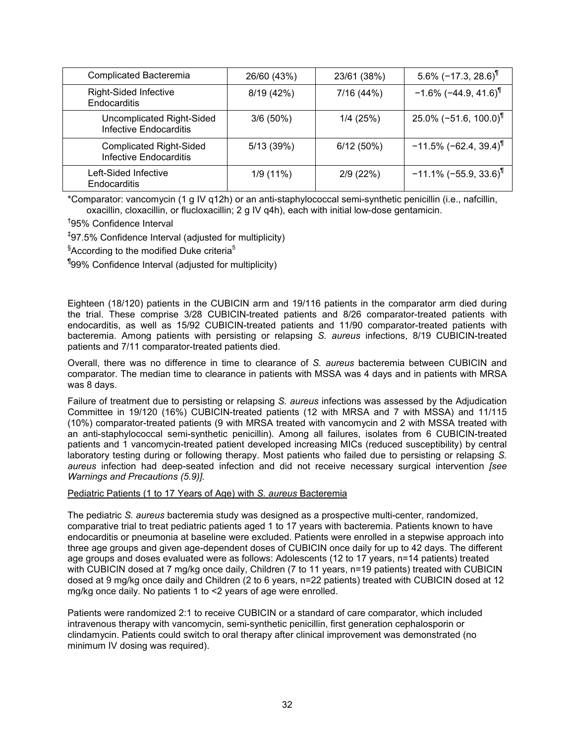| | | | |
|---|---|---|---|
| Complicated Bacteremia | 26/60 (43%) | 23/61 (38%) | 5.6% (−17.3, 28.6)¶ |
| Right-Sided Infective Endocarditis | 8/19 (42%) | 7/16 (44%) | −1.6% (−44.9, 41.6)¶ |
| Uncomplicated Right-Sided Infective Endocarditis | 3/6 (50%) | 1/4 (25%) | 25.0% (−51.6, 100.0)¶ |
| Complicated Right-Sided Infective Endocarditis | 5/13 (39%) | 6/12 (50%) | −11.5% (−62.4, 39.4)¶ |
| Left-Sided Infective Endocarditis | 1/9 (11%) | 2/9 (22%) | −11.1% (−55.9, 33.6)¶ |

*Comparator: vancomycin (1 g IV q12h) or an anti-staphylococcal semi-synthetic penicillin (i.e., nafcillin, oxacillin, cloxacillin, or flucloxacillin; 2 g IV q4h), each with initial low-dose gentamicin.

†95% Confidence Interval

‡97.5% Confidence Interval (adjusted for multiplicity)

§According to the modified Duke criteria[5]

¶99% Confidence Interval (adjusted for multiplicity)

Eighteen (18/120) patients in the CUBICIN arm and 19/116 patients in the comparator arm died during the trial. These comprise 3/28 CUBICIN-treated patients and 8/26 comparator-treated patients with endocarditis, as well as 15/92 CUBICIN-treated patients and 11/90 comparator-treated patients with bacteremia. Among patients with persisting or relapsing *S. aureus* infections, 8/19 CUBICIN-treated patients and 7/11 comparator-treated patients died.

Overall, there was no difference in time to clearance of *S. aureus* bacteremia between CUBICIN and comparator. The median time to clearance in patients with MSSA was 4 days and in patients with MRSA was 8 days.

Failure of treatment due to persisting or relapsing *S. aureus* infections was assessed by the Adjudication Committee in 19/120 (16%) CUBICIN-treated patients (12 with MRSA and 7 with MSSA) and 11/115 (10%) comparator-treated patients (9 with MRSA treated with vancomycin and 2 with MSSA treated with an anti-staphylococcal semi-synthetic penicillin). Among all failures, isolates from 6 CUBICIN-treated patients and 1 vancomycin-treated patient developed increasing MICs (reduced susceptibility) by central laboratory testing during or following therapy. Most patients who failed due to persisting or relapsing *S. aureus* infection had deep-seated infection and did not receive necessary surgical intervention *[see Warnings and Precautions (5.9)]*.

Pediatric Patients (1 to 17 Years of Age) with *S. aureus* Bacteremia

The pediatric *S. aureus* bacteremia study was designed as a prospective multi-center, randomized, comparative trial to treat pediatric patients aged 1 to 17 years with bacteremia. Patients known to have endocarditis or pneumonia at baseline were excluded. Patients were enrolled in a stepwise approach into three age groups and given age-dependent doses of CUBICIN once daily for up to 42 days. The different age groups and doses evaluated were as follows: Adolescents (12 to 17 years, n=14 patients) treated with CUBICIN dosed at 7 mg/kg once daily, Children (7 to 11 years, n=19 patients) treated with CUBICIN dosed at 9 mg/kg once daily and Children (2 to 6 years, n=22 patients) treated with CUBICIN dosed at 12 mg/kg once daily. No patients 1 to <2 years of age were enrolled.

Patients were randomized 2:1 to receive CUBICIN or a standard of care comparator, which included intravenous therapy with vancomycin, semi-synthetic penicillin, first generation cephalosporin or clindamycin. Patients could switch to oral therapy after clinical improvement was demonstrated (no minimum IV dosing was required).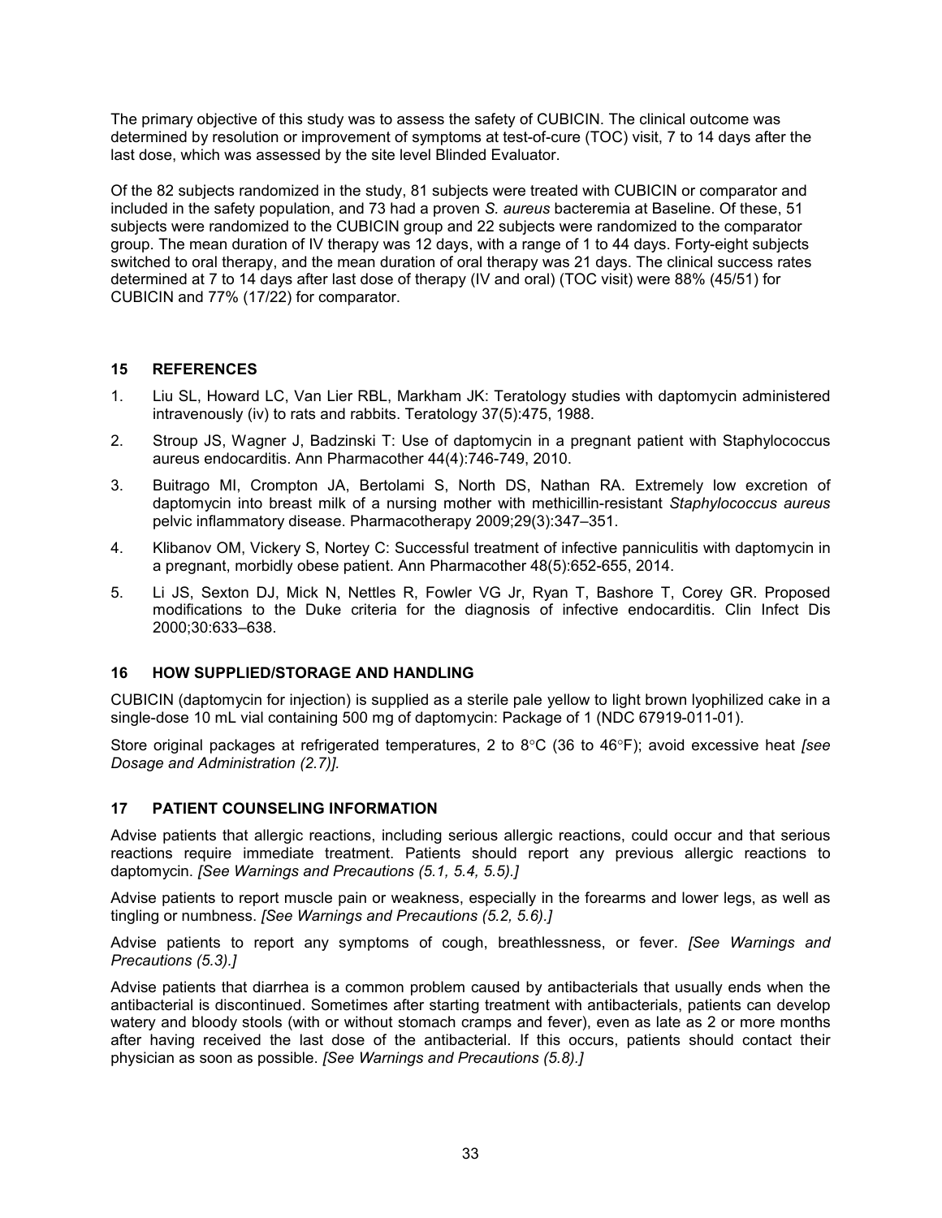The primary objective of this study was to assess the safety of CUBICIN. The clinical outcome was determined by resolution or improvement of symptoms at test-of-cure (TOC) visit, 7 to 14 days after the last dose, which was assessed by the site level Blinded Evaluator.

Of the 82 subjects randomized in the study, 81 subjects were treated with CUBICIN or comparator and included in the safety population, and 73 had a proven *S. aureus* bacteremia at Baseline. Of these, 51 subjects were randomized to the CUBICIN group and 22 subjects were randomized to the comparator group. The mean duration of IV therapy was 12 days, with a range of 1 to 44 days. Forty-eight subjects switched to oral therapy, and the mean duration of oral therapy was 21 days. The clinical success rates determined at 7 to 14 days after last dose of therapy (IV and oral) (TOC visit) were 88% (45/51) for CUBICIN and 77% (17/22) for comparator.

## 15 REFERENCES

1. Liu SL, Howard LC, Van Lier RBL, Markham JK: Teratology studies with daptomycin administered intravenously (iv) to rats and rabbits. Teratology 37(5):475, 1988.
2. Stroup JS, Wagner J, Badzinski T: Use of daptomycin in a pregnant patient with Staphylococcus aureus endocarditis. Ann Pharmacother 44(4):746-749, 2010.
3. Buitrago MI, Crompton JA, Bertolami S, North DS, Nathan RA. Extremely low excretion of daptomycin into breast milk of a nursing mother with methicillin-resistant *Staphylococcus aureus* pelvic inflammatory disease. Pharmacotherapy 2009;29(3):347–351.
4. Klibanov OM, Vickery S, Nortey C: Successful treatment of infective panniculitis with daptomycin in a pregnant, morbidly obese patient. Ann Pharmacother 48(5):652-655, 2014.
5. Li JS, Sexton DJ, Mick N, Nettles R, Fowler VG Jr, Ryan T, Bashore T, Corey GR. Proposed modifications to the Duke criteria for the diagnosis of infective endocarditis. Clin Infect Dis 2000;30:633–638.

## 16 HOW SUPPLIED/STORAGE AND HANDLING

CUBICIN (daptomycin for injection) is supplied as a sterile pale yellow to light brown lyophilized cake in a single-dose 10 mL vial containing 500 mg of daptomycin: Package of 1 (NDC 67919-011-01).

Store original packages at refrigerated temperatures, 2 to 8°C (36 to 46°F); avoid excessive heat *[see Dosage and Administration (2.7)].*

## 17 PATIENT COUNSELING INFORMATION

Advise patients that allergic reactions, including serious allergic reactions, could occur and that serious reactions require immediate treatment. Patients should report any previous allergic reactions to daptomycin. *[See Warnings and Precautions (5.1, 5.4, 5.5).]*

Advise patients to report muscle pain or weakness, especially in the forearms and lower legs, as well as tingling or numbness. *[See Warnings and Precautions (5.2, 5.6).]*

Advise patients to report any symptoms of cough, breathlessness, or fever. *[See Warnings and Precautions (5.3).]*

Advise patients that diarrhea is a common problem caused by antibacterials that usually ends when the antibacterial is discontinued. Sometimes after starting treatment with antibacterials, patients can develop watery and bloody stools (with or without stomach cramps and fever), even as late as 2 or more months after having received the last dose of the antibacterial. If this occurs, patients should contact their physician as soon as possible. *[See Warnings and Precautions (5.8).]*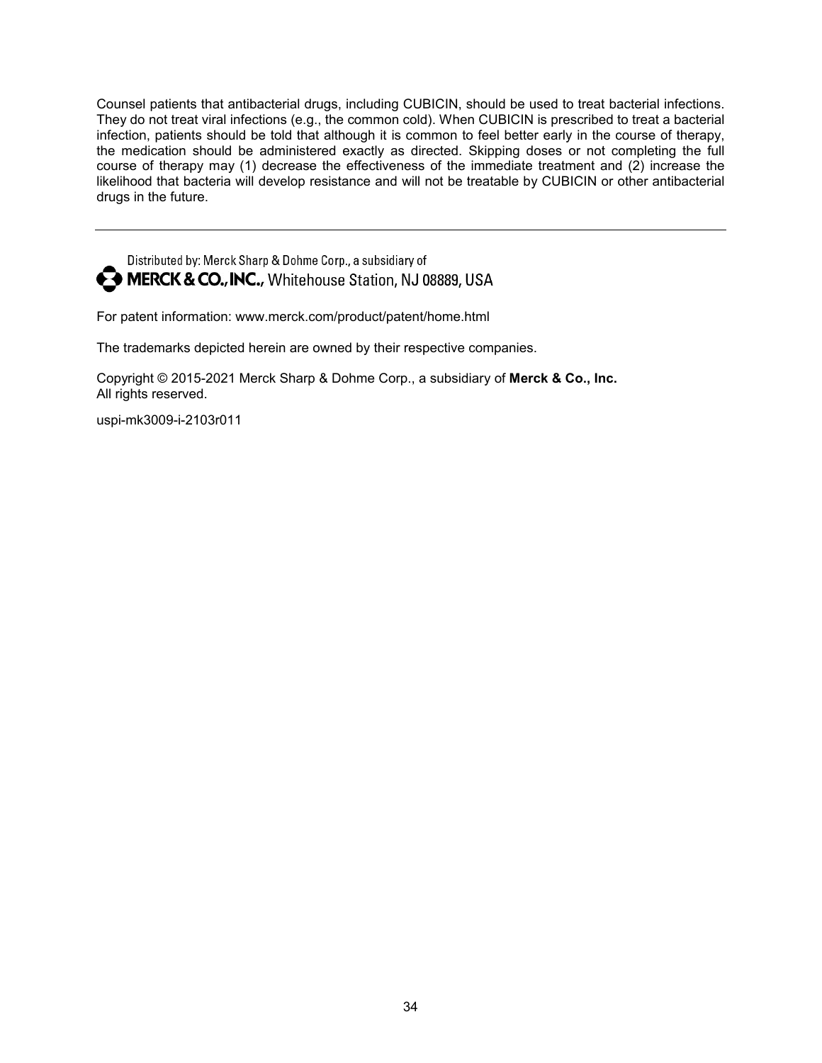Counsel patients that antibacterial drugs, including CUBICIN, should be used to treat bacterial infections. They do not treat viral infections (e.g., the common cold). When CUBICIN is prescribed to treat a bacterial infection, patients should be told that although it is common to feel better early in the course of therapy, the medication should be administered exactly as directed. Skipping doses or not completing the full course of therapy may (1) decrease the effectiveness of the immediate treatment and (2) increase the likelihood that bacteria will develop resistance and will not be treatable by CUBICIN or other antibacterial drugs in the future.

---

Distributed by: Merck Sharp & Dohme Corp., a subsidiary of
**MERCK & CO., INC.,** Whitehouse Station, NJ 08889, USA

For patent information: www.merck.com/product/patent/home.html

The trademarks depicted herein are owned by their respective companies.

Copyright © 2015-2021 Merck Sharp & Dohme Corp., a subsidiary of **Merck & Co., Inc.**
All rights reserved.

uspi-mk3009-i-2103r011